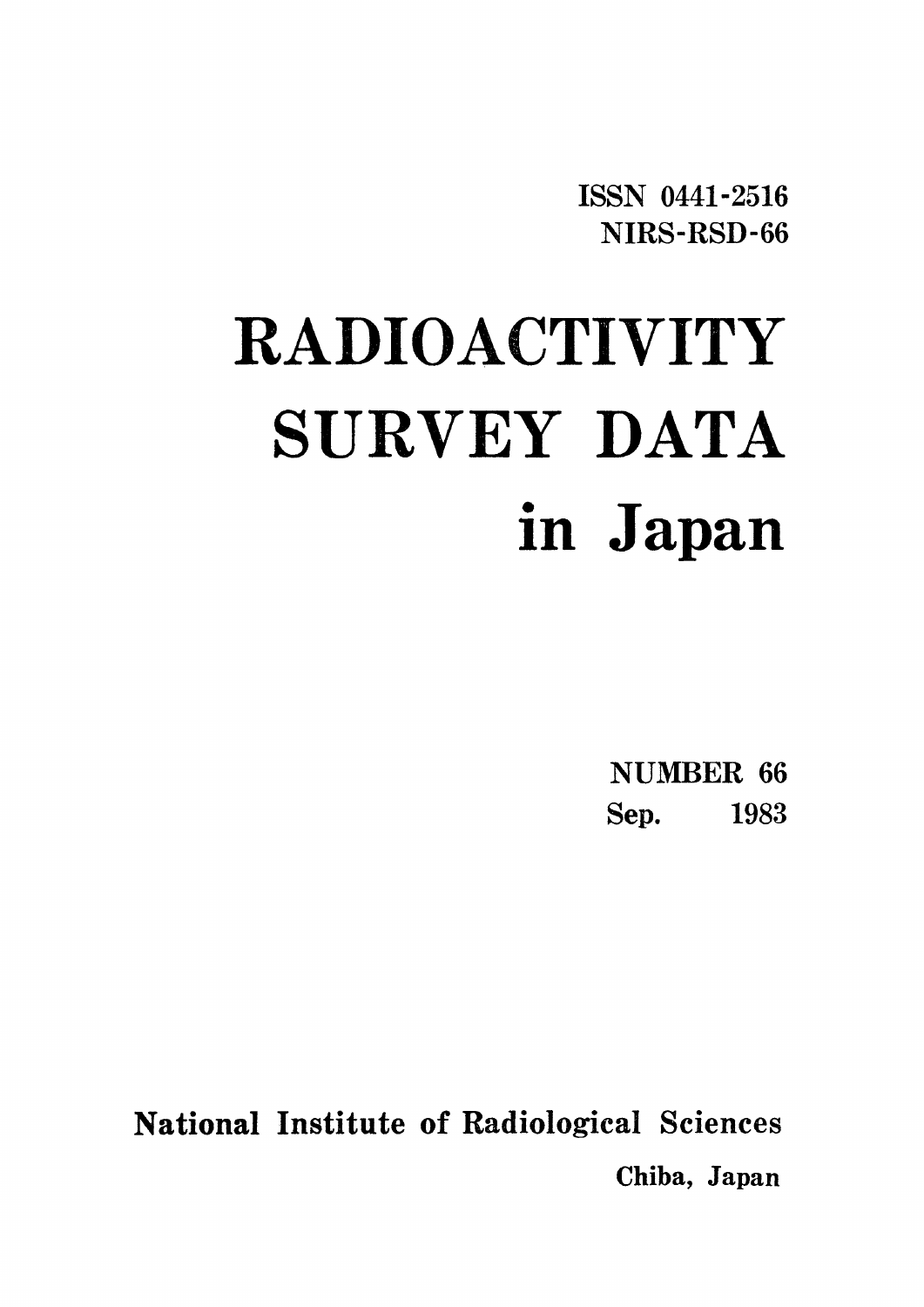ISSN 0441-2516
NIRS-RSD-66

# RADIOACTIVITY SURVEY DATA in Japan

NUMBER 66
Sep. 1983

National Institute of Radiological Sciences
Chiba, Japan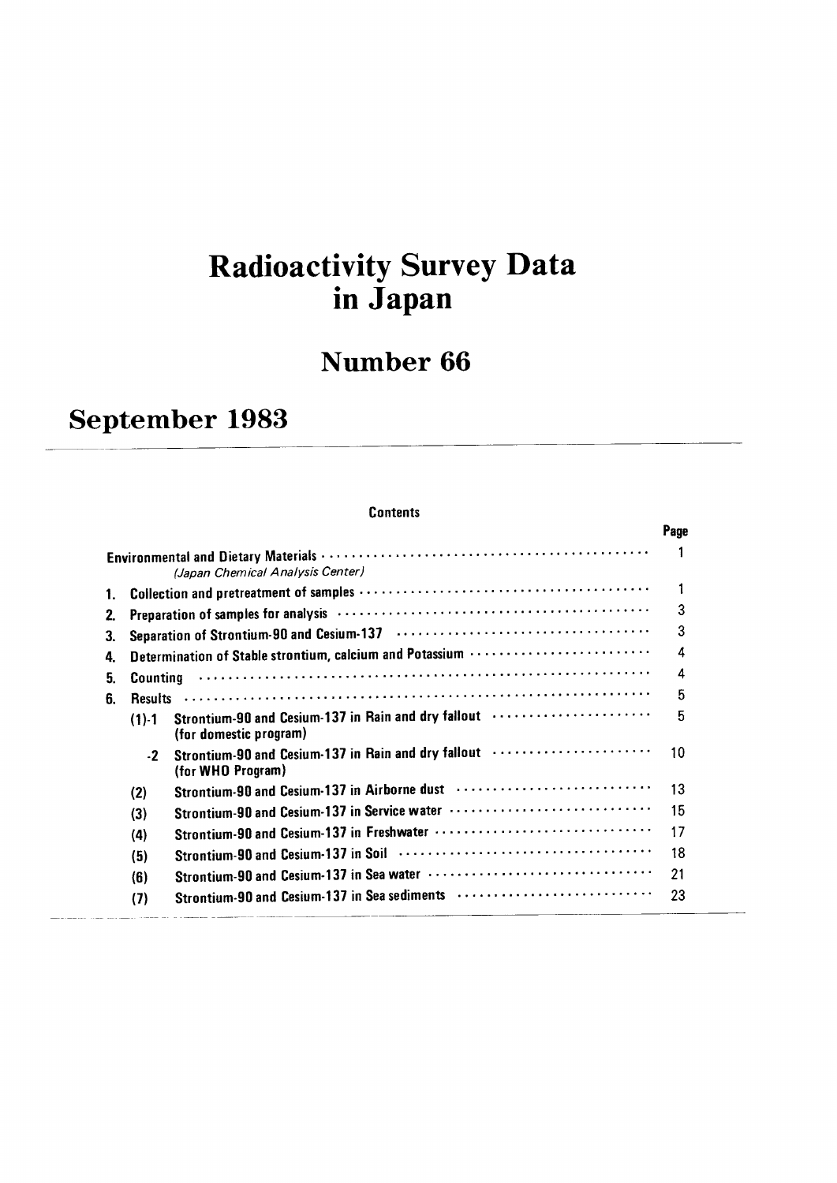# Radioactivity Survey Data in Japan

## Number 66

## September 1983

**Contents**

| | | | Page |
|---|---|---|---|
| Environmental and Dietary Materials | | | 1 |
| *(Japan Chemical Analysis Center)* | | | |
| 1. | Collection and pretreatment of samples | | 1 |
| 2. | Preparation of samples for analysis | | 3 |
| 3. | Separation of Strontium-90 and Cesium-137 | | 3 |
| 4. | Determination of Stable strontium, calcium and Potassium | | 4 |
| 5. | Counting | | 4 |
| 6. | Results | | 5 |
| | (1)-1 | Strontium-90 and Cesium-137 in Rain and dry fallout (for domestic program) | 5 |
| | -2 | Strontium-90 and Cesium-137 in Rain and dry fallout (for WHO Program) | 10 |
| | (2) | Strontium-90 and Cesium-137 in Airborne dust | 13 |
| | (3) | Strontium-90 and Cesium-137 in Service water | 15 |
| | (4) | Strontium-90 and Cesium-137 in Freshwater | 17 |
| | (5) | Strontium-90 and Cesium-137 in Soil | 18 |
| | (6) | Strontium-90 and Cesium-137 in Sea water | 21 |
| | (7) | Strontium-90 and Cesium-137 in Sea sediments | 23 |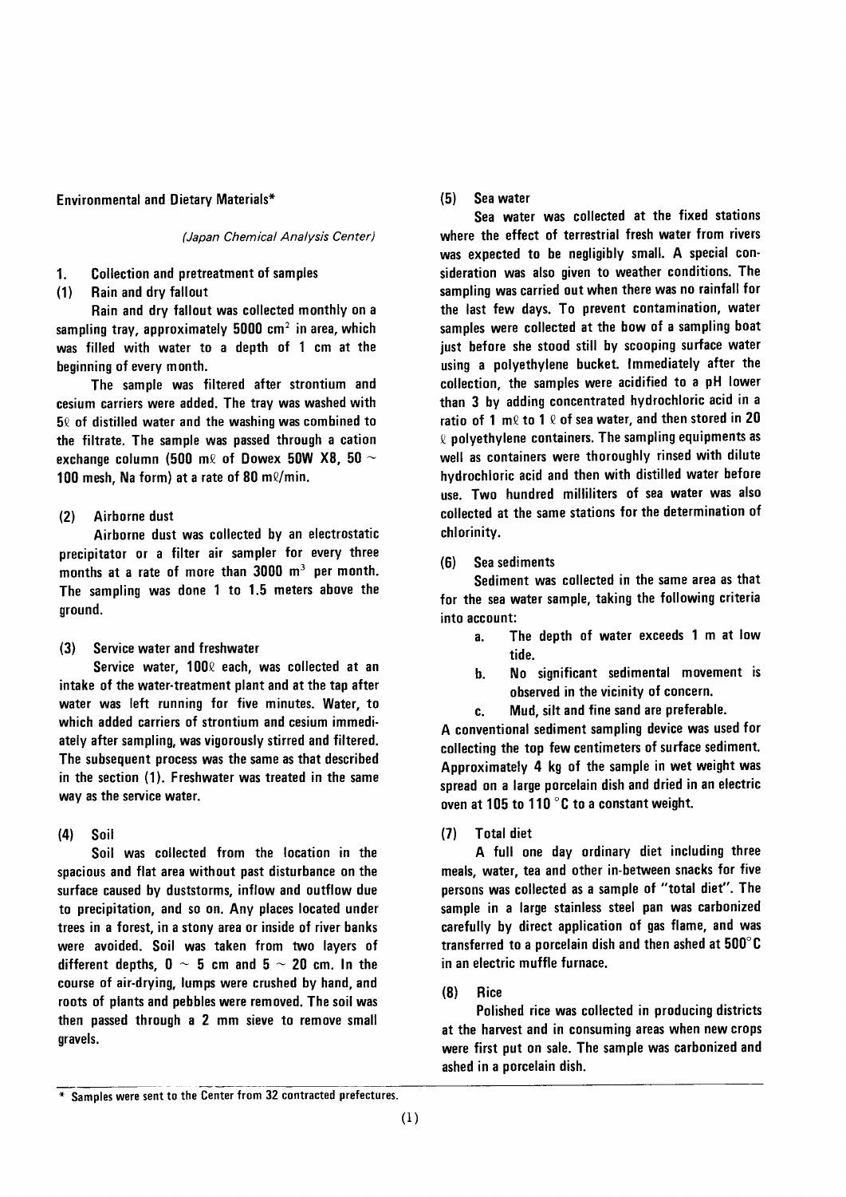## Environmental and Dietary Materials*

*(Japan Chemical Analysis Center)*

### 1. Collection and pretreatment of samples

#### (1) Rain and dry fallout

Rain and dry fallout was collected monthly on a sampling tray, approximately 5000 $cm^2$ in area, which was filled with water to a depth of 1 cm at the beginning of every month.

The sample was filtered after strontium and cesium carriers were added. The tray was washed with 5ℓ of distilled water and the washing was combined to the filtrate. The sample was passed through a cation exchange column (500 mℓ of Dowex 50W X8, 50 ~ 100 mesh, Na form) at a rate of 80 mℓ/min.

#### (2) Airborne dust

Airborne dust was collected by an electrostatic precipitator or a filter air sampler for every three months at a rate of more than 3000 $m^3$ per month. The sampling was done 1 to 1.5 meters above the ground.

#### (3) Service water and freshwater

Service water, 100ℓ each, was collected at an intake of the water-treatment plant and at the tap after water was left running for five minutes. Water, to which added carriers of strontium and cesium immediately after sampling, was vigorously stirred and filtered. The subsequent process was the same as that described in the section (1). Freshwater was treated in the same way as the service water.

#### (4) Soil

Soil was collected from the location in the spacious and flat area without past disturbance on the surface caused by duststorms, inflow and outflow due to precipitation, and so on. Any places located under trees in a forest, in a stony area or inside of river banks were avoided. Soil was taken from two layers of different depths, 0 ~ 5 cm and 5 ~ 20 cm. In the course of air-drying, lumps were crushed by hand, and roots of plants and pebbles were removed. The soil was then passed through a 2 mm sieve to remove small gravels.

#### (5) Sea water

Sea water was collected at the fixed stations where the effect of terrestrial fresh water from rivers was expected to be negligibly small. A special consideration was also given to weather conditions. The sampling was carried out when there was no rainfall for the last few days. To prevent contamination, water samples were collected at the bow of a sampling boat just before she stood still by scooping surface water using a polyethylene bucket. Immediately after the collection, the samples were acidified to a pH lower than 3 by adding concentrated hydrochloric acid in a ratio of 1 mℓ to 1 ℓ of sea water, and then stored in 20 ℓ polyethylene containers. The sampling equipments as well as containers were thoroughly rinsed with dilute hydrochloric acid and then with distilled water before use. Two hundred milliliters of sea water was also collected at the same stations for the determination of chlorinity.

#### (6) Sea sediments

Sediment was collected in the same area as that for the sea water sample, taking the following criteria into account:

a. The depth of water exceeds 1 m at low tide.

b. No significant sedimental movement is observed in the vicinity of concern.

c. Mud, silt and fine sand are preferable.

A conventional sediment sampling device was used for collecting the top few centimeters of surface sediment. Approximately 4 kg of the sample in wet weight was spread on a large porcelain dish and dried in an electric oven at 105 to 110 °C to a constant weight.

#### (7) Total diet

A full one day ordinary diet including three meals, water, tea and other in-between snacks for five persons was collected as a sample of "total diet". The sample in a large stainless steel pan was carbonized carefully by direct application of gas flame, and was transferred to a porcelain dish and then ashed at 500°C in an electric muffle furnace.

#### (8) Rice

Polished rice was collected in producing districts at the harvest and in consuming areas when new crops were first put on sale. The sample was carbonized and ashed in a porcelain dish.

---

\* Samples were sent to the Center from 32 contracted prefectures.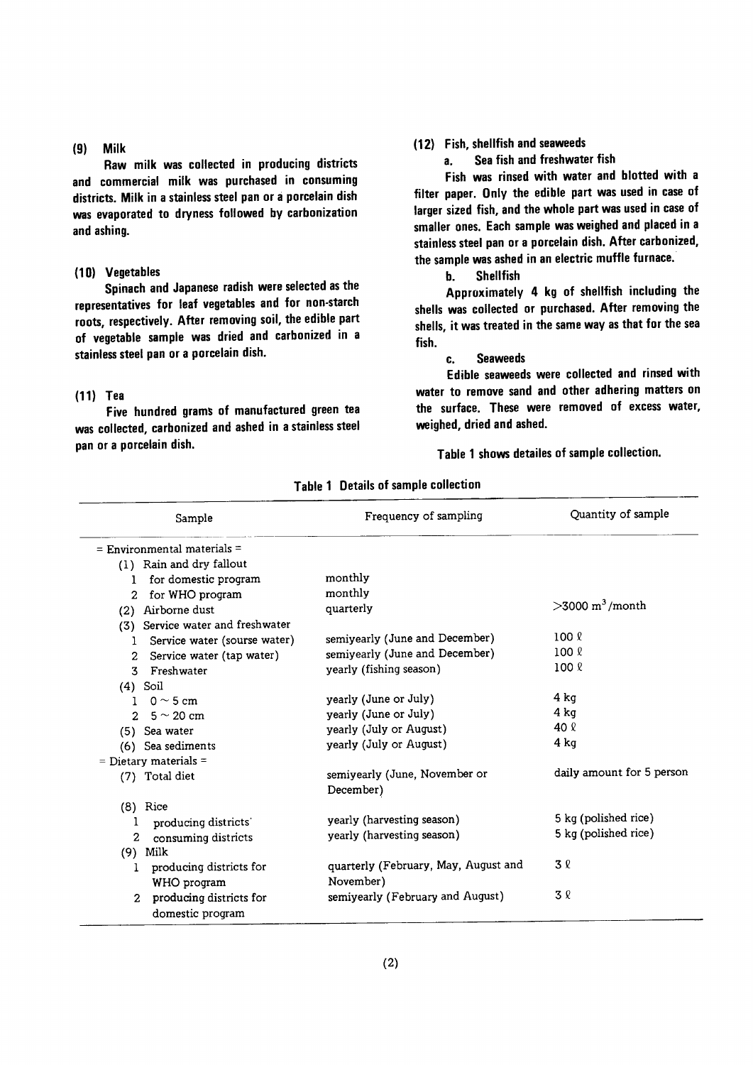### (9) Milk

Raw milk was collected in producing districts and commercial milk was purchased in consuming districts. Milk in a stainless steel pan or a porcelain dish was evaporated to dryness followed by carbonization and ashing.

### (10) Vegetables

Spinach and Japanese radish were selected as the representatives for leaf vegetables and for non-starch roots, respectively. After removing soil, the edible part of vegetable sample was dried and carbonized in a stainless steel pan or a porcelain dish.

### (11) Tea

Five hundred grams of manufactured green tea was collected, carbonized and ashed in a stainless steel pan or a porcelain dish.

### (12) Fish, shellfish and seaweeds

**a. Sea fish and freshwater fish**

Fish was rinsed with water and blotted with a filter paper. Only the edible part was used in case of larger sized fish, and the whole part was used in case of smaller ones. Each sample was weighed and placed in a stainless steel pan or a porcelain dish. After carbonized, the sample was ashed in an electric muffle furnace.

**b. Shellfish**

Approximately 4 kg of shellfish including the shells was collected or purchased. After removing the shells, it was treated in the same way as that for the sea fish.

**c. Seaweeds**

Edible seaweeds were collected and rinsed with water to remove sand and other adhering matters on the surface. These were removed of excess water, weighed, dried and ashed.

Table 1 shows detailes of sample collection.

**Table 1 Details of sample collection**

| Sample | Frequency of sampling | Quantity of sample |
|---|---|---|
| = Environmental materials = | | |
| (1) Rain and dry fallout | | |
| 1 for domestic program | monthly | |
| 2 for WHO program | monthly | |
| (2) Airborne dust | quarterly | >3000 $m^3$/month |
| (3) Service water and freshwater | | |
| 1 Service water (sourse water) | semiyearly (June and December) | 100 ℓ |
| 2 Service water (tap water) | semiyearly (June and December) | 100 ℓ |
| 3 Freshwater | yearly (fishing season) | 100 ℓ |
| (4) Soil | | |
| 1 0 ~ 5 cm | yearly (June or July) | 4 kg |
| 2 5 ~ 20 cm | yearly (June or July) | 4 kg |
| (5) Sea water | yearly (July or August) | 40 ℓ |
| (6) Sea sediments | yearly (July or August) | 4 kg |
| = Dietary materials = | | |
| (7) Total diet | semiyearly (June, November or December) | daily amount for 5 person |
| (8) Rice | | |
| 1 producing districts | yearly (harvesting season) | 5 kg (polished rice) |
| 2 consuming districts | yearly (harvesting season) | 5 kg (polished rice) |
| (9) Milk | | |
| 1 producing districts for WHO program | quarterly (February, May, August and November) | 3 ℓ |
| 2 producing districts for domestic program | semiyearly (February and August) | 3 ℓ |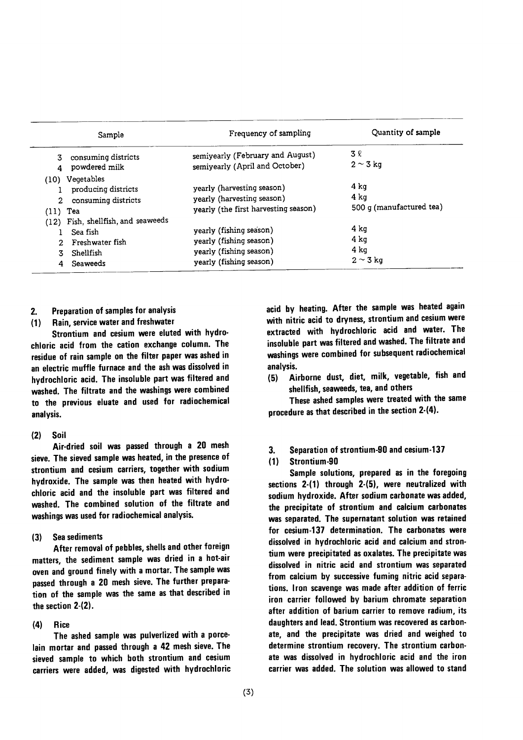| Sample | Frequency of sampling | Quantity of sample |
|---|---|---|
| 3 consuming districts | semiyearly (February and August) | 3 ℓ |
| 4 powdered milk | semiyearly (April and October) | 2 ~ 3 kg |
| (10) Vegetables | | |
| 1 producing districts | yearly (harvesting season) | 4 kg |
| 2 consuming districts | yearly (harvesting season) | 4 kg |
| (11) Tea | yearly (the first harvesting season) | 500 g (manufactured tea) |
| (12) Fish, shellfish, and seaweeds | | |
| 1 Sea fish | yearly (fishing season) | 4 kg |
| 2 Freshwater fish | yearly (fishing season) | 4 kg |
| 3 Shellfish | yearly (fishing season) | 4 kg |
| 4 Seaweeds | yearly (fishing season) | 2 ~ 3 kg |

## 2. Preparation of samples for analysis

### (1) Rain, service water and freshwater

Strontium and cesium were eluted with hydrochloric acid from the cation exchange column. The residue of rain sample on the filter paper was ashed in an electric muffle furnace and the ash was dissolved in hydrochloric acid. The insoluble part was filtered and washed. The filtrate and the washings were combined to the previous eluate and used for radiochemical analysis.

### (2) Soil

Air-dried soil was passed through a 20 mesh sieve. The sieved sample was heated, in the presence of strontium and cesium carriers, together with sodium hydroxide. The sample was then heated with hydrochloric acid and the insoluble part was filtered and washed. The combined solution of the filtrate and washings was used for radiochemical analysis.

### (3) Sea sediments

After removal of pebbles, shells and other foreign matters, the sediment sample was dried in a hot-air oven and ground finely with a mortar. The sample was passed through a 20 mesh sieve. The further preparation of the sample was the same as that described in the section 2-(2).

### (4) Rice

The ashed sample was pulverized with a porcelain mortar and passed through a 42 mesh sieve. The sieved sample to which both strontium and cesium carriers were added, was digested with hydrochloric acid by heating. After the sample was heated again with nitric acid to dryness, strontium and cesium were extracted with hydrochloric acid and water. The insoluble part was filtered and washed. The filtrate and washings were combined for subsequent radiochemical analysis.

### (5) Airborne dust, diet, milk, vegetable, fish and shellfish, seaweeds, tea, and others

These ashed samples were treated with the same procedure as that described in the section 2-(4).

## 3. Separation of strontium-90 and cesium-137

### (1) Strontium-90

Sample solutions, prepared as in the foregoing sections 2-(1) through 2-(5), were neutralized with sodium hydroxide. After sodium carbonate was added, the precipitate of strontium and calcium carbonates was separated. The supernatant solution was retained for cesium-137 determination. The carbonates were dissolved in hydrochloric acid and calcium and strontium were precipitated as oxalates. The precipitate was dissolved in nitric acid and strontium was separated from calcium by successive fuming nitric acid separations. Iron scavenge was made after addition of ferric iron carrier followed by barium chromate separation after addition of barium carrier to remove radium, its daughters and lead. Strontium was recovered as carbonate, and the precipitate was dried and weighed to determine strontium recovery. The strontium carbonate was dissolved in hydrochloric acid and the iron carrier was added. The solution was allowed to stand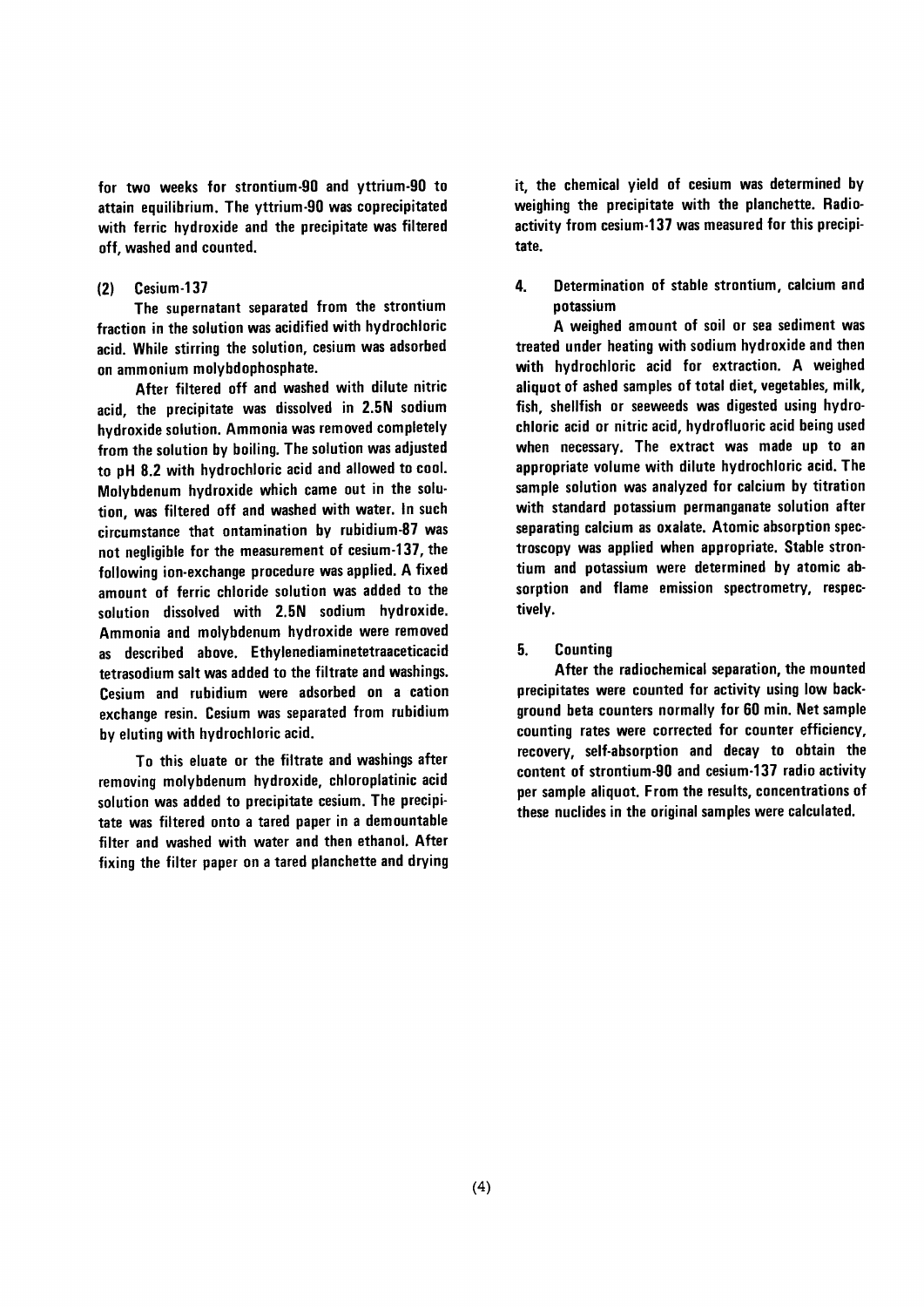for two weeks for strontium-90 and yttrium-90 to attain equilibrium. The yttrium-90 was coprecipitated with ferric hydroxide and the precipitate was filtered off, washed and counted.

### (2) Cesium-137

The supernatant separated from the strontium fraction in the solution was acidified with hydrochloric acid. While stirring the solution, cesium was adsorbed on ammonium molybdophosphate.

After filtered off and washed with dilute nitric acid, the precipitate was dissolved in 2.5N sodium hydroxide solution. Ammonia was removed completely from the solution by boiling. The solution was adjusted to pH 8.2 with hydrochloric acid and allowed to cool. Molybdenum hydroxide which came out in the solution, was filtered off and washed with water. In such circumstance that ontamination by rubidium-87 was not negligible for the measurement of cesium-137, the following ion-exchange procedure was applied. A fixed amount of ferric chloride solution was added to the solution dissolved with 2.5N sodium hydroxide. Ammonia and molybdenum hydroxide were removed as described above. Ethylenediaminetetraaceticacid tetrasodium salt was added to the filtrate and washings. Cesium and rubidium were adsorbed on a cation exchange resin. Cesium was separated from rubidium by eluting with hydrochloric acid.

To this eluate or the filtrate and washings after removing molybdenum hydroxide, chloroplatinic acid solution was added to precipitate cesium. The precipitate was filtered onto a tared paper in a demountable filter and washed with water and then ethanol. After fixing the filter paper on a tared planchette and drying it, the chemical yield of cesium was determined by weighing the precipitate with the planchette. Radioactivity from cesium-137 was measured for this precipitate.

## 4. Determination of stable strontium, calcium and potassium

A weighed amount of soil or sea sediment was treated under heating with sodium hydroxide and then with hydrochloric acid for extraction. A weighed aliquot of ashed samples of total diet, vegetables, milk, fish, shellfish or seeweeds was digested using hydrochloric acid or nitric acid, hydrofluoric acid being used when necessary. The extract was made up to an appropriate volume with dilute hydrochloric acid. The sample solution was analyzed for calcium by titration with standard potassium permanganate solution after separating calcium as oxalate. Atomic absorption spectroscopy was applied when appropriate. Stable strontium and potassium were determined by atomic absorption and flame emission spectrometry, respectively.

## 5. Counting

After the radiochemical separation, the mounted precipitates were counted for activity using low background beta counters normally for 60 min. Net sample counting rates were corrected for counter efficiency, recovery, self-absorption and decay to obtain the content of strontium-90 and cesium-137 radio activity per sample aliquot. From the results, concentrations of these nuclides in the original samples were calculated.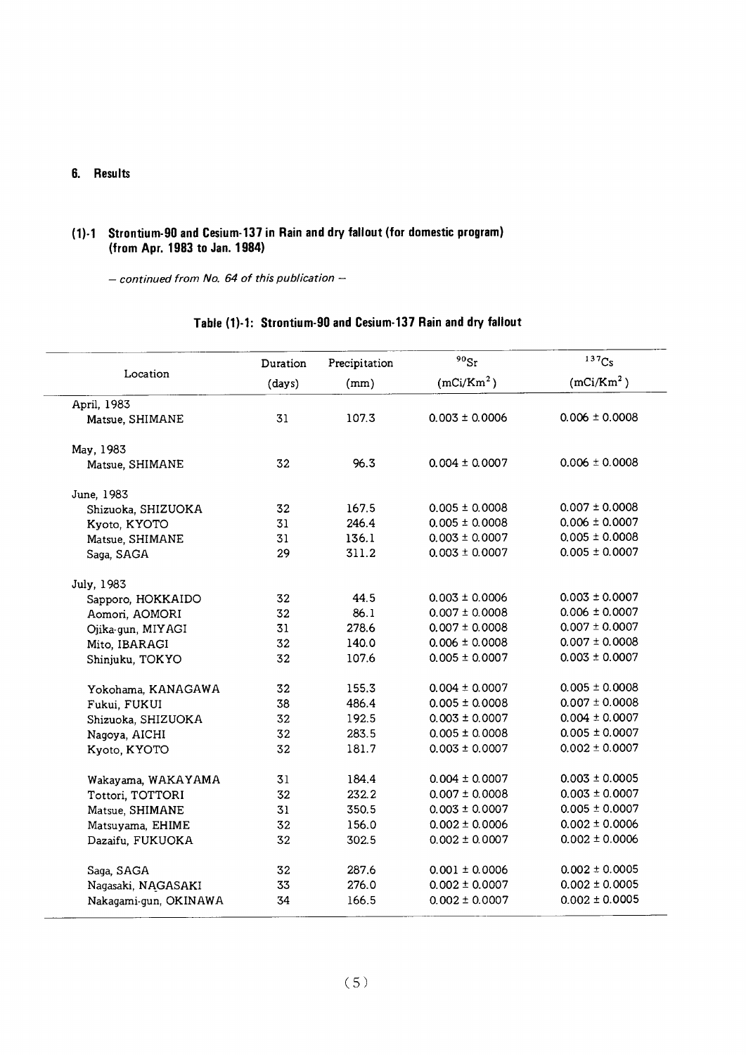## 6. Results

### (1)-1 Strontium-90 and Cesium-137 in Rain and dry fallout (for domestic program) (from Apr. 1983 to Jan. 1984)

*– continued from No. 64 of this publication –*

**Table (1)-1: Strontium-90 and Cesium-137 Rain and dry fallout**

| Location | Duration (days) | Precipitation (mm) | $^{90}Sr$ ($mCi/Km^2$) | $^{137}Cs$ ($mCi/Km^2$) |
|---|---|---|---|---|
| April, 1983 | | | | |
| Matsue, SHIMANE | 31 | 107.3 | $0.003 \pm 0.0006$ | $0.006 \pm 0.0008$ |
| May, 1983 | | | | |
| Matsue, SHIMANE | 32 | 96.3 | $0.004 \pm 0.0007$ | $0.006 \pm 0.0008$ |
| June, 1983 | | | | |
| Shizuoka, SHIZUOKA | 32 | 167.5 | $0.005 \pm 0.0008$ | $0.007 \pm 0.0008$ |
| Kyoto, KYOTO | 31 | 246.4 | $0.005 \pm 0.0008$ | $0.006 \pm 0.0007$ |
| Matsue, SHIMANE | 31 | 136.1 | $0.003 \pm 0.0007$ | $0.005 \pm 0.0008$ |
| Saga, SAGA | 29 | 311.2 | $0.003 \pm 0.0007$ | $0.005 \pm 0.0007$ |
| July, 1983 | | | | |
| Sapporo, HOKKAIDO | 32 | 44.5 | $0.003 \pm 0.0006$ | $0.003 \pm 0.0007$ |
| Aomori, AOMORI | 32 | 86.1 | $0.007 \pm 0.0008$ | $0.006 \pm 0.0007$ |
| Ojika-gun, MIYAGI | 31 | 278.6 | $0.007 \pm 0.0008$ | $0.007 \pm 0.0007$ |
| Mito, IBARAGI | 32 | 140.0 | $0.006 \pm 0.0008$ | $0.007 \pm 0.0008$ |
| Shinjuku, TOKYO | 32 | 107.6 | $0.005 \pm 0.0007$ | $0.003 \pm 0.0007$ |
| Yokohama, KANAGAWA | 32 | 155.3 | $0.004 \pm 0.0007$ | $0.005 \pm 0.0008$ |
| Fukui, FUKUI | 38 | 486.4 | $0.005 \pm 0.0008$ | $0.007 \pm 0.0008$ |
| Shizuoka, SHIZUOKA | 32 | 192.5 | $0.003 \pm 0.0007$ | $0.004 \pm 0.0007$ |
| Nagoya, AICHI | 32 | 283.5 | $0.005 \pm 0.0008$ | $0.005 \pm 0.0007$ |
| Kyoto, KYOTO | 32 | 181.7 | $0.003 \pm 0.0007$ | $0.002 \pm 0.0007$ |
| Wakayama, WAKAYAMA | 31 | 184.4 | $0.004 \pm 0.0007$ | $0.003 \pm 0.0005$ |
| Tottori, TOTTORI | 32 | 232.2 | $0.007 \pm 0.0008$ | $0.003 \pm 0.0007$ |
| Matsue, SHIMANE | 31 | 350.5 | $0.003 \pm 0.0007$ | $0.005 \pm 0.0007$ |
| Matsuyama, EHIME | 32 | 156.0 | $0.002 \pm 0.0006$ | $0.002 \pm 0.0006$ |
| Dazaifu, FUKUOKA | 32 | 302.5 | $0.002 \pm 0.0007$ | $0.002 \pm 0.0006$ |
| Saga, SAGA | 32 | 287.6 | $0.001 \pm 0.0006$ | $0.002 \pm 0.0005$ |
| Nagasaki, NAGASAKI | 33 | 276.0 | $0.002 \pm 0.0007$ | $0.002 \pm 0.0005$ |
| Nakagami-gun, OKINAWA | 34 | 166.5 | $0.002 \pm 0.0007$ | $0.002 \pm 0.0005$ |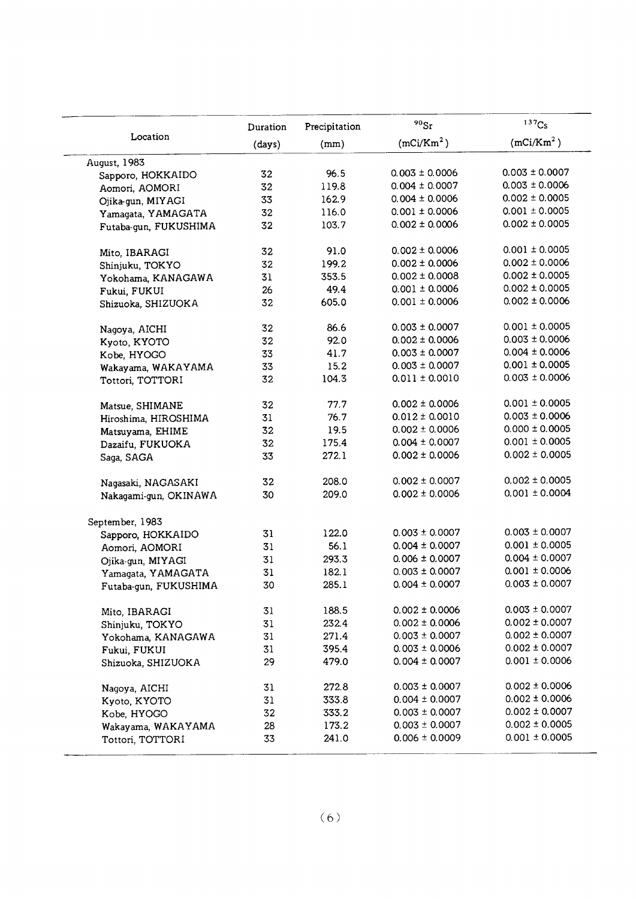| Location | Duration (days) | Precipitation (mm) | $^{90}Sr$ ($mCi/Km^2$) | $^{137}Cs$ ($mCi/Km^2$) |
|---|---|---|---|---|
| August, 1983 | | | | |
| Sapporo, HOKKAIDO | 32 | 96.5 | 0.003 ± 0.0006 | 0.003 ± 0.0007 |
| Aomori, AOMORI | 32 | 119.8 | 0.004 ± 0.0007 | 0.003 ± 0.0006 |
| Ojika-gun, MIYAGI | 33 | 162.9 | 0.004 ± 0.0006 | 0.002 ± 0.0005 |
| Yamagata, YAMAGATA | 32 | 116.0 | 0.001 ± 0.0006 | 0.001 ± 0.0005 |
| Futaba-gun, FUKUSHIMA | 32 | 103.7 | 0.002 ± 0.0006 | 0.002 ± 0.0005 |
| Mito, IBARAGI | 32 | 91.0 | 0.002 ± 0.0006 | 0.001 ± 0.0005 |
| Shinjuku, TOKYO | 32 | 199.2 | 0.002 ± 0.0006 | 0.002 ± 0.0006 |
| Yokohama, KANAGAWA | 31 | 353.5 | 0.002 ± 0.0008 | 0.002 ± 0.0005 |
| Fukui, FUKUI | 26 | 49.4 | 0.001 ± 0.0006 | 0.002 ± 0.0005 |
| Shizuoka, SHIZUOKA | 32 | 605.0 | 0.001 ± 0.0006 | 0.002 ± 0.0006 |
| Nagoya, AICHI | 32 | 86.6 | 0.003 ± 0.0007 | 0.001 ± 0.0005 |
| Kyoto, KYOTO | 32 | 92.0 | 0.002 ± 0.0006 | 0.003 ± 0.0006 |
| Kobe, HYOGO | 33 | 41.7 | 0.003 ± 0.0007 | 0.004 ± 0.0006 |
| Wakayama, WAKAYAMA | 33 | 15.2 | 0.003 ± 0.0007 | 0.001 ± 0.0005 |
| Tottori, TOTTORI | 32 | 104.3 | 0.011 ± 0.0010 | 0.003 ± 0.0006 |
| Matsue, SHIMANE | 32 | 77.7 | 0.002 ± 0.0006 | 0.001 ± 0.0005 |
| Hiroshima, HIROSHIMA | 31 | 76.7 | 0.012 ± 0.0010 | 0.003 ± 0.0006 |
| Matsuyama, EHIME | 32 | 19.5 | 0.002 ± 0.0006 | 0.000 ± 0.0005 |
| Dazaifu, FUKUOKA | 32 | 175.4 | 0.004 ± 0.0007 | 0.001 ± 0.0005 |
| Saga, SAGA | 33 | 272.1 | 0.002 ± 0.0006 | 0.002 ± 0.0005 |
| Nagasaki, NAGASAKI | 32 | 208.0 | 0.002 ± 0.0007 | 0.002 ± 0.0005 |
| Nakagami-gun, OKINAWA | 30 | 209.0 | 0.002 ± 0.0006 | 0.001 ± 0.0004 |
| September, 1983 | | | | |
| Sapporo, HOKKAIDO | 31 | 122.0 | 0.003 ± 0.0007 | 0.003 ± 0.0007 |
| Aomori, AOMORI | 31 | 56.1 | 0.004 ± 0.0007 | 0.001 ± 0.0005 |
| Ojika-gun, MIYAGI | 31 | 293.3 | 0.006 ± 0.0007 | 0.004 ± 0.0007 |
| Yamagata, YAMAGATA | 31 | 182.1 | 0.003 ± 0.0007 | 0.001 ± 0.0006 |
| Futaba-gun, FUKUSHIMA | 30 | 285.1 | 0.004 ± 0.0007 | 0.003 ± 0.0007 |
| Mito, IBARAGI | 31 | 188.5 | 0.002 ± 0.0006 | 0.003 ± 0.0007 |
| Shinjuku, TOKYO | 31 | 232.4 | 0.002 ± 0.0006 | 0.002 ± 0.0007 |
| Yokohama, KANAGAWA | 31 | 271.4 | 0.003 ± 0.0007 | 0.002 ± 0.0007 |
| Fukui, FUKUI | 31 | 395.4 | 0.003 ± 0.0006 | 0.002 ± 0.0007 |
| Shizuoka, SHIZUOKA | 29 | 479.0 | 0.004 ± 0.0007 | 0.001 ± 0.0006 |
| Nagoya, AICHI | 31 | 272.8 | 0.003 ± 0.0007 | 0.002 ± 0.0006 |
| Kyoto, KYOTO | 31 | 333.8 | 0.004 ± 0.0007 | 0.002 ± 0.0006 |
| Kobe, HYOGO | 32 | 333.2 | 0.003 ± 0.0007 | 0.002 ± 0.0007 |
| Wakayama, WAKAYAMA | 28 | 173.2 | 0.003 ± 0.0007 | 0.002 ± 0.0005 |
| Tottori, TOTTORI | 33 | 241.0 | 0.006 ± 0.0009 | 0.001 ± 0.0005 |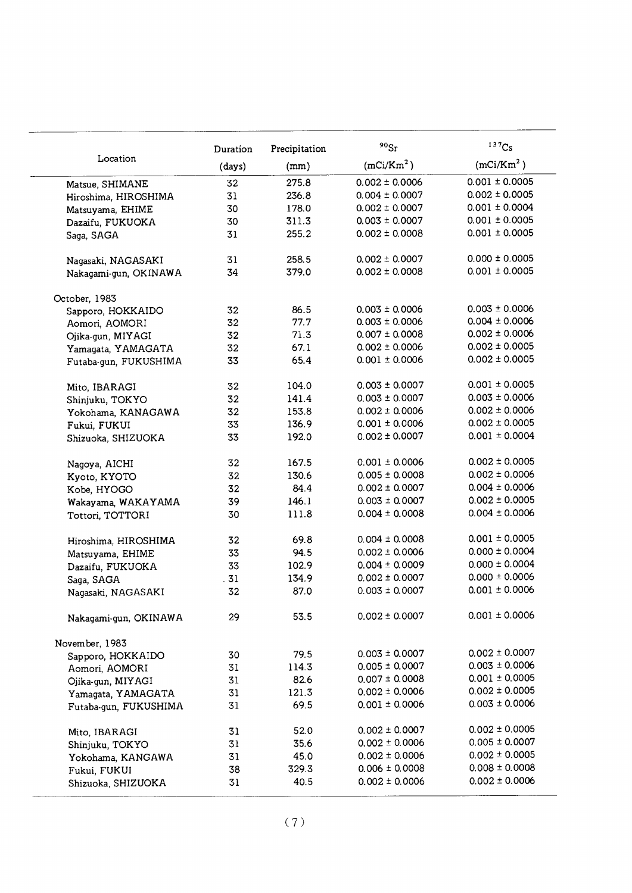| Location | Duration (days) | Precipitation (mm) | $^{90}Sr$ ($mCi/Km^2$) | $^{137}Cs$ ($mCi/Km^2$) |
|---|---|---|---|---|
| Matsue, SHIMANE | 32 | 275.8 | 0.002 ± 0.0006 | 0.001 ± 0.0005 |
| Hiroshima, HIROSHIMA | 31 | 236.8 | 0.004 ± 0.0007 | 0.002 ± 0.0005 |
| Matsuyama, EHIME | 30 | 178.0 | 0.002 ± 0.0007 | 0.001 ± 0.0004 |
| Dazaifu, FUKUOKA | 30 | 311.3 | 0.003 ± 0.0007 | 0.001 ± 0.0005 |
| Saga, SAGA | 31 | 255.2 | 0.002 ± 0.0008 | 0.001 ± 0.0005 |
| Nagasaki, NAGASAKI | 31 | 258.5 | 0.002 ± 0.0007 | 0.000 ± 0.0005 |
| Nakagami-gun, OKINAWA | 34 | 379.0 | 0.002 ± 0.0008 | 0.001 ± 0.0005 |
| October, 1983 | | | | |
| Sapporo, HOKKAIDO | 32 | 86.5 | 0.003 ± 0.0006 | 0.003 ± 0.0006 |
| Aomori, AOMORI | 32 | 77.7 | 0.003 ± 0.0006 | 0.004 ± 0.0006 |
| Ojika-gun, MIYAGI | 32 | 71.3 | 0.007 ± 0.0008 | 0.002 ± 0.0006 |
| Yamagata, YAMAGATA | 32 | 67.1 | 0.002 ± 0.0006 | 0.002 ± 0.0005 |
| Futaba-gun, FUKUSHIMA | 33 | 65.4 | 0.001 ± 0.0006 | 0.002 ± 0.0005 |
| Mito, IBARAGI | 32 | 104.0 | 0.003 ± 0.0007 | 0.001 ± 0.0005 |
| Shinjuku, TOKYO | 32 | 141.4 | 0.003 ± 0.0007 | 0.003 ± 0.0006 |
| Yokohama, KANAGAWA | 32 | 153.8 | 0.002 ± 0.0006 | 0.002 ± 0.0006 |
| Fukui, FUKUI | 33 | 136.9 | 0.001 ± 0.0006 | 0.002 ± 0.0005 |
| Shizuoka, SHIZUOKA | 33 | 192.0 | 0.002 ± 0.0007 | 0.001 ± 0.0004 |
| Nagoya, AICHI | 32 | 167.5 | 0.001 ± 0.0006 | 0.002 ± 0.0005 |
| Kyoto, KYOTO | 32 | 130.6 | 0.005 ± 0.0008 | 0.002 ± 0.0006 |
| Kobe, HYOGO | 32 | 84.4 | 0.002 ± 0.0007 | 0.004 ± 0.0006 |
| Wakayama, WAKAYAMA | 39 | 146.1 | 0.003 ± 0.0007 | 0.002 ± 0.0005 |
| Tottori, TOTTORI | 30 | 111.8 | 0.004 ± 0.0008 | 0.004 ± 0.0006 |
| Hiroshima, HIROSHIMA | 32 | 69.8 | 0.004 ± 0.0008 | 0.001 ± 0.0005 |
| Matsuyama, EHIME | 33 | 94.5 | 0.002 ± 0.0006 | 0.000 ± 0.0004 |
| Dazaifu, FUKUOKA | 33 | 102.9 | 0.004 ± 0.0009 | 0.000 ± 0.0004 |
| Saga, SAGA | .31 | 134.9 | 0.002 ± 0.0007 | 0.000 ± 0.0006 |
| Nagasaki, NAGASAKI | 32 | 87.0 | 0.003 ± 0.0007 | 0.001 ± 0.0006 |
| Nakagami-gun, OKINAWA | 29 | 53.5 | 0.002 ± 0.0007 | 0.001 ± 0.0006 |
| November, 1983 | | | | |
| Sapporo, HOKKAIDO | 30 | 79.5 | 0.003 ± 0.0007 | 0.002 ± 0.0007 |
| Aomori, AOMORI | 31 | 114.3 | 0.005 ± 0.0007 | 0.003 ± 0.0006 |
| Ojika-gun, MIYAGI | 31 | 82.6 | 0.007 ± 0.0008 | 0.001 ± 0.0005 |
| Yamagata, YAMAGATA | 31 | 121.3 | 0.002 ± 0.0006 | 0.002 ± 0.0005 |
| Futaba-gun, FUKUSHIMA | 31 | 69.5 | 0.001 ± 0.0006 | 0.003 ± 0.0006 |
| Mito, IBARAGI | 31 | 52.0 | 0.002 ± 0.0007 | 0.002 ± 0.0005 |
| Shinjuku, TOKYO | 31 | 35.6 | 0.002 ± 0.0006 | 0.005 ± 0.0007 |
| Yokohama, KANGAWA | 31 | 45.0 | 0.002 ± 0.0006 | 0.002 ± 0.0005 |
| Fukui, FUKUI | 38 | 329.3 | 0.006 ± 0.0008 | 0.008 ± 0.0008 |
| Shizuoka, SHIZUOKA | 31 | 40.5 | 0.002 ± 0.0006 | 0.002 ± 0.0006 |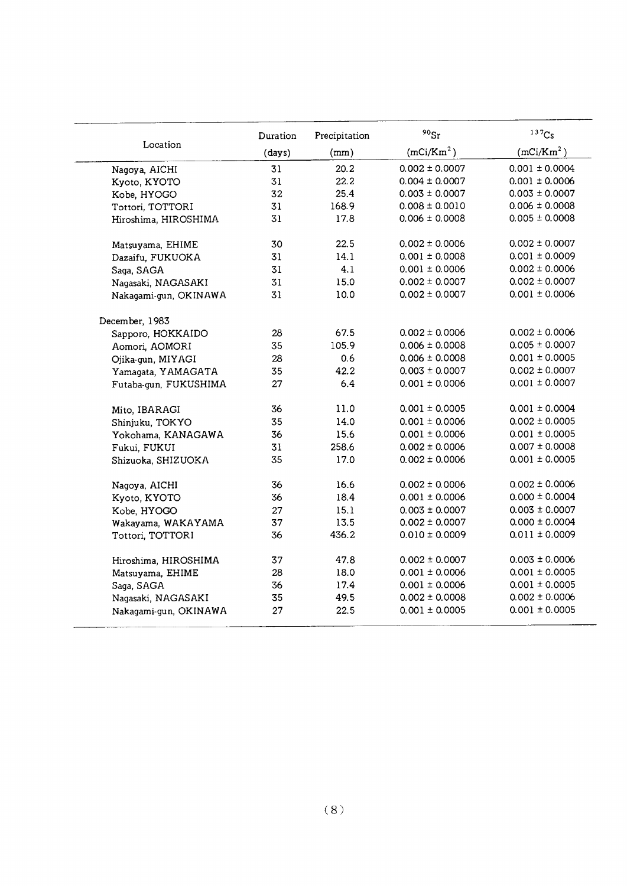| Location | Duration (days) | Precipitation (mm) | $^{90}Sr$ ($mCi/Km^2$) | $^{137}Cs$ ($mCi/Km^2$) |
|---|---|---|---|---|
| Nagoya, AICHI | 31 | 20.2 | $0.002 \pm 0.0007$ | $0.001 \pm 0.0004$ |
| Kyoto, KYOTO | 31 | 22.2 | $0.004 \pm 0.0007$ | $0.001 \pm 0.0006$ |
| Kobe, HYOGO | 32 | 25.4 | $0.003 \pm 0.0007$ | $0.003 \pm 0.0007$ |
| Tottori, TOTTORI | 31 | 168.9 | $0.008 \pm 0.0010$ | $0.006 \pm 0.0008$ |
| Hiroshima, HIROSHIMA | 31 | 17.8 | $0.006 \pm 0.0008$ | $0.005 \pm 0.0008$ |
| Matsuyama, EHIME | 30 | 22.5 | $0.002 \pm 0.0006$ | $0.002 \pm 0.0007$ |
| Dazaifu, FUKUOKA | 31 | 14.1 | $0.001 \pm 0.0008$ | $0.001 \pm 0.0009$ |
| Saga, SAGA | 31 | 4.1 | $0.001 \pm 0.0006$ | $0.002 \pm 0.0006$ |
| Nagasaki, NAGASAKI | 31 | 15.0 | $0.002 \pm 0.0007$ | $0.002 \pm 0.0007$ |
| Nakagami-gun, OKINAWA | 31 | 10.0 | $0.002 \pm 0.0007$ | $0.001 \pm 0.0006$ |
| December, 1983 | | | | |
| Sapporo, HOKKAIDO | 28 | 67.5 | $0.002 \pm 0.0006$ | $0.002 \pm 0.0006$ |
| Aomori, AOMORI | 35 | 105.9 | $0.006 \pm 0.0008$ | $0.005 \pm 0.0007$ |
| Ojika-gun, MIYAGI | 28 | 0.6 | $0.006 \pm 0.0008$ | $0.001 \pm 0.0005$ |
| Yamagata, YAMAGATA | 35 | 42.2 | $0.003 \pm 0.0007$ | $0.002 \pm 0.0007$ |
| Futaba-gun, FUKUSHIMA | 27 | 6.4 | $0.001 \pm 0.0006$ | $0.001 \pm 0.0007$ |
| Mito, IBARAGI | 36 | 11.0 | $0.001 \pm 0.0005$ | $0.001 \pm 0.0004$ |
| Shinjuku, TOKYO | 35 | 14.0 | $0.001 \pm 0.0006$ | $0.002 \pm 0.0005$ |
| Yokohama, KANAGAWA | 36 | 15.6 | $0.001 \pm 0.0006$ | $0.001 \pm 0.0005$ |
| Fukui, FUKUI | 31 | 258.6 | $0.002 \pm 0.0006$ | $0.007 \pm 0.0008$ |
| Shizuoka, SHIZUOKA | 35 | 17.0 | $0.002 \pm 0.0006$ | $0.001 \pm 0.0005$ |
| Nagoya, AICHI | 36 | 16.6 | $0.002 \pm 0.0006$ | $0.002 \pm 0.0006$ |
| Kyoto, KYOTO | 36 | 18.4 | $0.001 \pm 0.0006$ | $0.000 \pm 0.0004$ |
| Kobe, HYOGO | 27 | 15.1 | $0.003 \pm 0.0007$ | $0.003 \pm 0.0007$ |
| Wakayama, WAKAYAMA | 37 | 13.5 | $0.002 \pm 0.0007$ | $0.000 \pm 0.0004$ |
| Tottori, TOTTORI | 36 | 436.2 | $0.010 \pm 0.0009$ | $0.011 \pm 0.0009$ |
| Hiroshima, HIROSHIMA | 37 | 47.8 | $0.002 \pm 0.0007$ | $0.003 \pm 0.0006$ |
| Matsuyama, EHIME | 28 | 18.0 | $0.001 \pm 0.0006$ | $0.001 \pm 0.0005$ |
| Saga, SAGA | 36 | 17.4 | $0.001 \pm 0.0006$ | $0.001 \pm 0.0005$ |
| Nagasaki, NAGASAKI | 35 | 49.5 | $0.002 \pm 0.0008$ | $0.002 \pm 0.0006$ |
| Nakagami-gun, OKINAWA | 27 | 22.5 | $0.001 \pm 0.0005$ | $0.001 \pm 0.0005$ |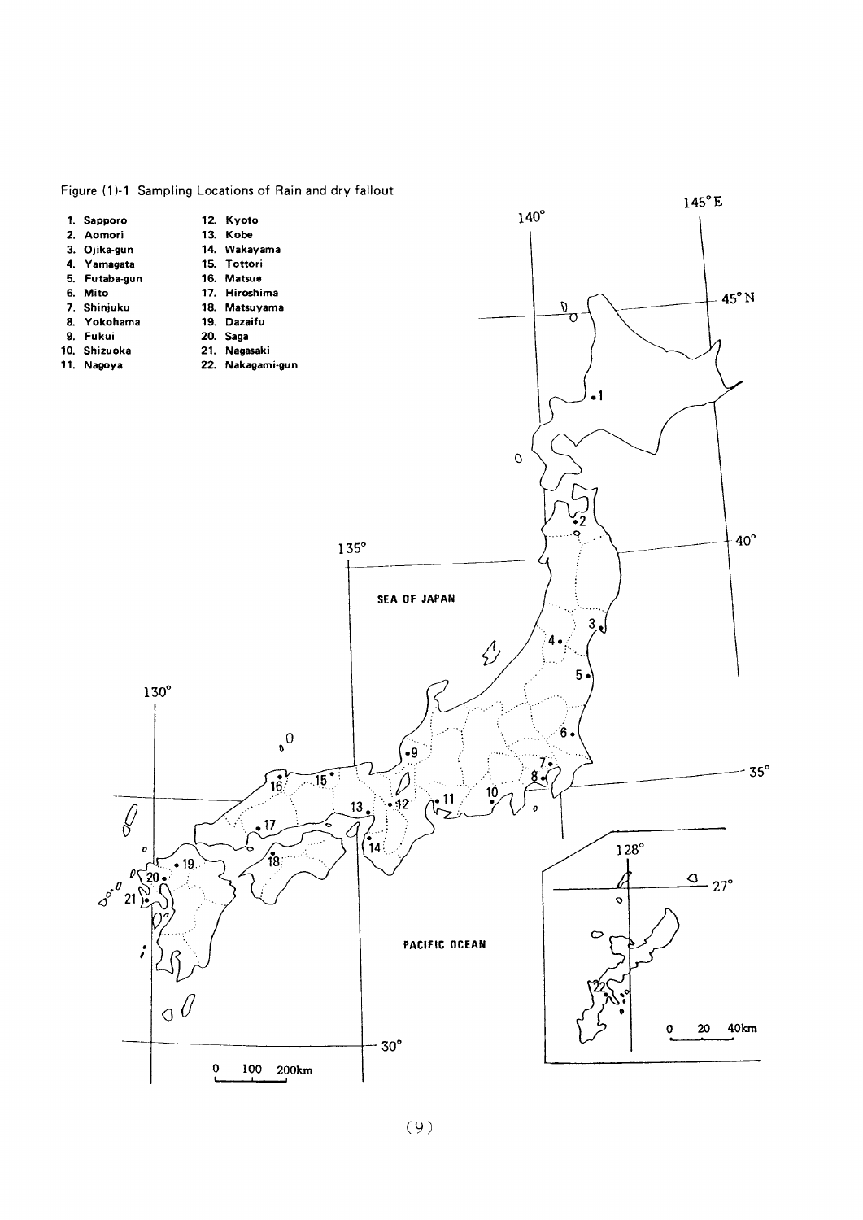Figure (1)-1 Sampling Locations of Rain and dry fallout

1. Sapporo
2. Aomori
3. Ojika-gun
4. Yamagata
5. Futaba-gun
6. Mito
7. Shinjuku
8. Yokohama
9. Fukui
10. Shizuoka
11. Nagoya
12. Kyoto
13. Kobe
14. Wakayama
15. Tottori
16. Matsue
17. Hiroshima
18. Matsuyama
19. Dazaifu
20. Saga
21. Nagasaki
22. Nakagami-gun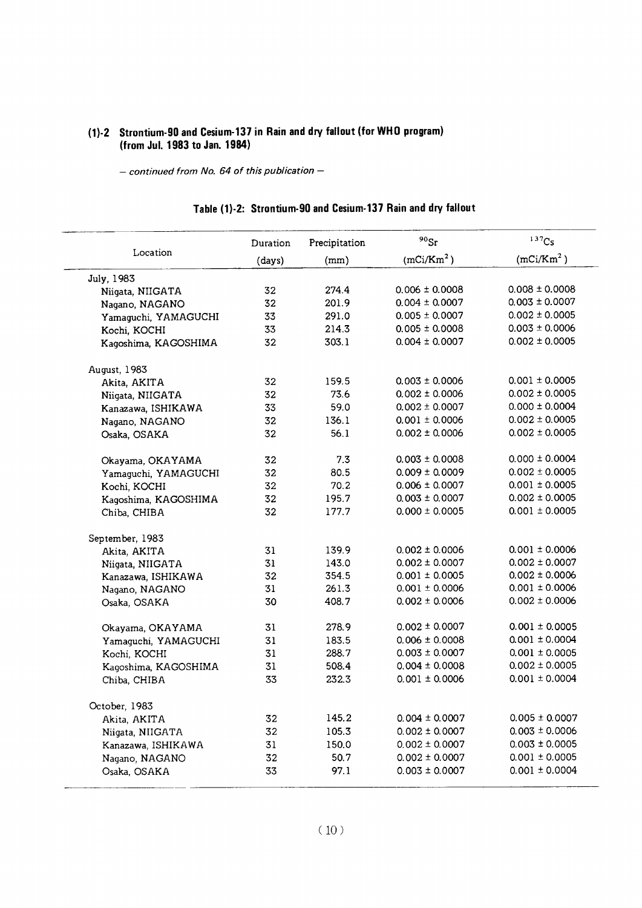## (1)-2 Strontium-90 and Cesium-137 in Rain and dry fallout (for WHO program) (from Jul. 1983 to Jan. 1984)

*— continued from No. 64 of this publication —*

### Table (1)-2: Strontium-90 and Cesium-137 Rain and dry fallout

| Location | Duration (days) | Precipitation (mm) | $^{90}Sr$ ($mCi/Km^2$) | $^{137}Cs$ ($mCi/Km^2$) |
|---|---|---|---|---|
| July, 1983 | | | | |
| Niigata, NIIGATA | 32 | 274.4 | 0.006 ± 0.0008 | 0.008 ± 0.0008 |
| Nagano, NAGANO | 32 | 201.9 | 0.004 ± 0.0007 | 0.003 ± 0.0007 |
| Yamaguchi, YAMAGUCHI | 33 | 291.0 | 0.005 ± 0.0007 | 0.002 ± 0.0005 |
| Kochi, KOCHI | 33 | 214.3 | 0.005 ± 0.0008 | 0.003 ± 0.0006 |
| Kagoshima, KAGOSHIMA | 32 | 303.1 | 0.004 ± 0.0007 | 0.002 ± 0.0005 |
| August, 1983 | | | | |
| Akita, AKITA | 32 | 159.5 | 0.003 ± 0.0006 | 0.001 ± 0.0005 |
| Niigata, NIIGATA | 32 | 73.6 | 0.002 ± 0.0006 | 0.002 ± 0.0005 |
| Kanazawa, ISHIKAWA | 33 | 59.0 | 0.002 ± 0.0007 | 0.000 ± 0.0004 |
| Nagano, NAGANO | 32 | 136.1 | 0.001 ± 0.0006 | 0.002 ± 0.0005 |
| Osaka, OSAKA | 32 | 56.1 | 0.002 ± 0.0006 | 0.002 ± 0.0005 |
| Okayama, OKAYAMA | 32 | 7.3 | 0.003 ± 0.0008 | 0.000 ± 0.0004 |
| Yamaguchi, YAMAGUCHI | 32 | 80.5 | 0.009 ± 0.0009 | 0.002 ± 0.0005 |
| Kochi, KOCHI | 32 | 70.2 | 0.006 ± 0.0007 | 0.001 ± 0.0005 |
| Kagoshima, KAGOSHIMA | 32 | 195.7 | 0.003 ± 0.0007 | 0.002 ± 0.0005 |
| Chiba, CHIBA | 32 | 177.7 | 0.000 ± 0.0005 | 0.001 ± 0.0005 |
| September, 1983 | | | | |
| Akita, AKITA | 31 | 139.9 | 0.002 ± 0.0006 | 0.001 ± 0.0006 |
| Niigata, NIIGATA | 31 | 143.0 | 0.002 ± 0.0007 | 0.002 ± 0.0007 |
| Kanazawa, ISHIKAWA | 32 | 354.5 | 0.001 ± 0.0005 | 0.002 ± 0.0006 |
| Nagano, NAGANO | 31 | 261.3 | 0.001 ± 0.0006 | 0.001 ± 0.0006 |
| Osaka, OSAKA | 30 | 408.7 | 0.002 ± 0.0006 | 0.002 ± 0.0006 |
| Okayama, OKAYAMA | 31 | 278.9 | 0.002 ± 0.0007 | 0.001 ± 0.0005 |
| Yamaguchi, YAMAGUCHI | 31 | 183.5 | 0.006 ± 0.0008 | 0.001 ± 0.0004 |
| Kochi, KOCHI | 31 | 288.7 | 0.003 ± 0.0007 | 0.001 ± 0.0005 |
| Kagoshima, KAGOSHIMA | 31 | 508.4 | 0.004 ± 0.0008 | 0.002 ± 0.0005 |
| Chiba, CHIBA | 33 | 232.3 | 0.001 ± 0.0006 | 0.001 ± 0.0004 |
| October, 1983 | | | | |
| Akita, AKITA | 32 | 145.2 | 0.004 ± 0.0007 | 0.005 ± 0.0007 |
| Niigata, NIIGATA | 32 | 105.3 | 0.002 ± 0.0007 | 0.003 ± 0.0006 |
| Kanazawa, ISHIKAWA | 31 | 150.0 | 0.002 ± 0.0007 | 0.003 ± 0.0005 |
| Nagano, NAGANO | 32 | 50.7 | 0.002 ± 0.0007 | 0.001 ± 0.0005 |
| Osaka, OSAKA | 33 | 97.1 | 0.003 ± 0.0007 | 0.001 ± 0.0004 |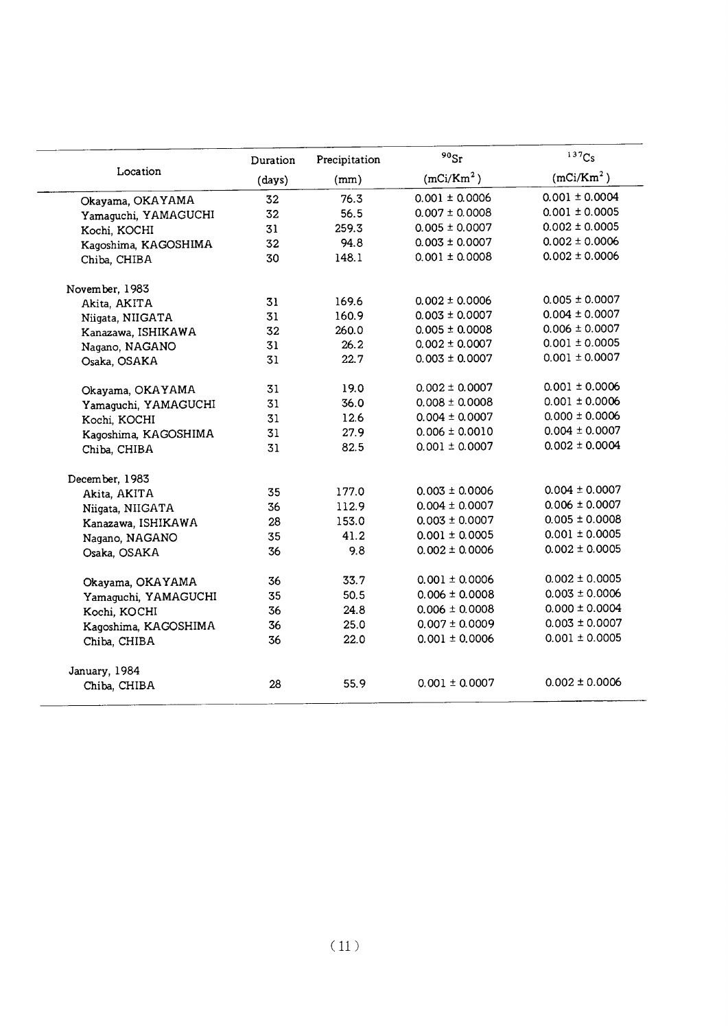| Location | Duration (days) | Precipitation (mm) | $^{90}Sr$ ($mCi/Km^2$) | $^{137}Cs$ ($mCi/Km^2$) |
|---|---|---|---|---|
| Okayama, OKAYAMA | 32 | 76.3 | 0.001 ± 0.0006 | 0.001 ± 0.0004 |
| Yamaguchi, YAMAGUCHI | 32 | 56.5 | 0.007 ± 0.0008 | 0.001 ± 0.0005 |
| Kochi, KOCHI | 31 | 259.3 | 0.005 ± 0.0007 | 0.002 ± 0.0005 |
| Kagoshima, KAGOSHIMA | 32 | 94.8 | 0.003 ± 0.0007 | 0.002 ± 0.0006 |
| Chiba, CHIBA | 30 | 148.1 | 0.001 ± 0.0008 | 0.002 ± 0.0006 |
| November, 1983 | | | | |
| Akita, AKITA | 31 | 169.6 | 0.002 ± 0.0006 | 0.005 ± 0.0007 |
| Niigata, NIIGATA | 31 | 160.9 | 0.003 ± 0.0007 | 0.004 ± 0.0007 |
| Kanazawa, ISHIKAWA | 32 | 260.0 | 0.005 ± 0.0008 | 0.006 ± 0.0007 |
| Nagano, NAGANO | 31 | 26.2 | 0.002 ± 0.0007 | 0.001 ± 0.0005 |
| Osaka, OSAKA | 31 | 22.7 | 0.003 ± 0.0007 | 0.001 ± 0.0007 |
| Okayama, OKAYAMA | 31 | 19.0 | 0.002 ± 0.0007 | 0.001 ± 0.0006 |
| Yamaguchi, YAMAGUCHI | 31 | 36.0 | 0.008 ± 0.0008 | 0.001 ± 0.0006 |
| Kochi, KOCHI | 31 | 12.6 | 0.004 ± 0.0007 | 0.000 ± 0.0006 |
| Kagoshima, KAGOSHIMA | 31 | 27.9 | 0.006 ± 0.0010 | 0.004 ± 0.0007 |
| Chiba, CHIBA | 31 | 82.5 | 0.001 ± 0.0007 | 0.002 ± 0.0004 |
| December, 1983 | | | | |
| Akita, AKITA | 35 | 177.0 | 0.003 ± 0.0006 | 0.004 ± 0.0007 |
| Niigata, NIIGATA | 36 | 112.9 | 0.004 ± 0.0007 | 0.006 ± 0.0007 |
| Kanazawa, ISHIKAWA | 28 | 153.0 | 0.003 ± 0.0007 | 0.005 ± 0.0008 |
| Nagano, NAGANO | 35 | 41.2 | 0.001 ± 0.0005 | 0.001 ± 0.0005 |
| Osaka, OSAKA | 36 | 9.8 | 0.002 ± 0.0006 | 0.002 ± 0.0005 |
| Okayama, OKAYAMA | 36 | 33.7 | 0.001 ± 0.0006 | 0.002 ± 0.0005 |
| Yamaguchi, YAMAGUCHI | 35 | 50.5 | 0.006 ± 0.0008 | 0.003 ± 0.0006 |
| Kochi, KOCHI | 36 | 24.8 | 0.006 ± 0.0008 | 0.000 ± 0.0004 |
| Kagoshima, KAGOSHIMA | 36 | 25.0 | 0.007 ± 0.0009 | 0.003 ± 0.0007 |
| Chiba, CHIBA | 36 | 22.0 | 0.001 ± 0.0006 | 0.001 ± 0.0005 |
| January, 1984 | | | | |
| Chiba, CHIBA | 28 | 55.9 | 0.001 ± 0.0007 | 0.002 ± 0.0006 |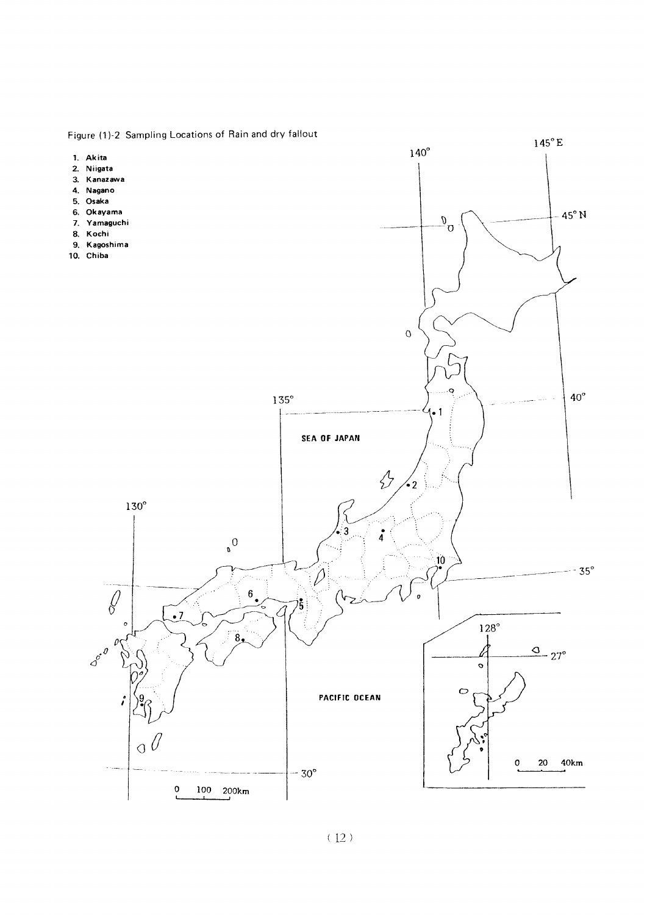Figure (1)-2 Sampling Locations of Rain and dry fallout

1. Akita
2. Niigata
3. Kanazawa
4. Nagano
5. Osaka
6. Okayama
7. Yamaguchi
8. Kochi
9. Kagoshima
10. Chiba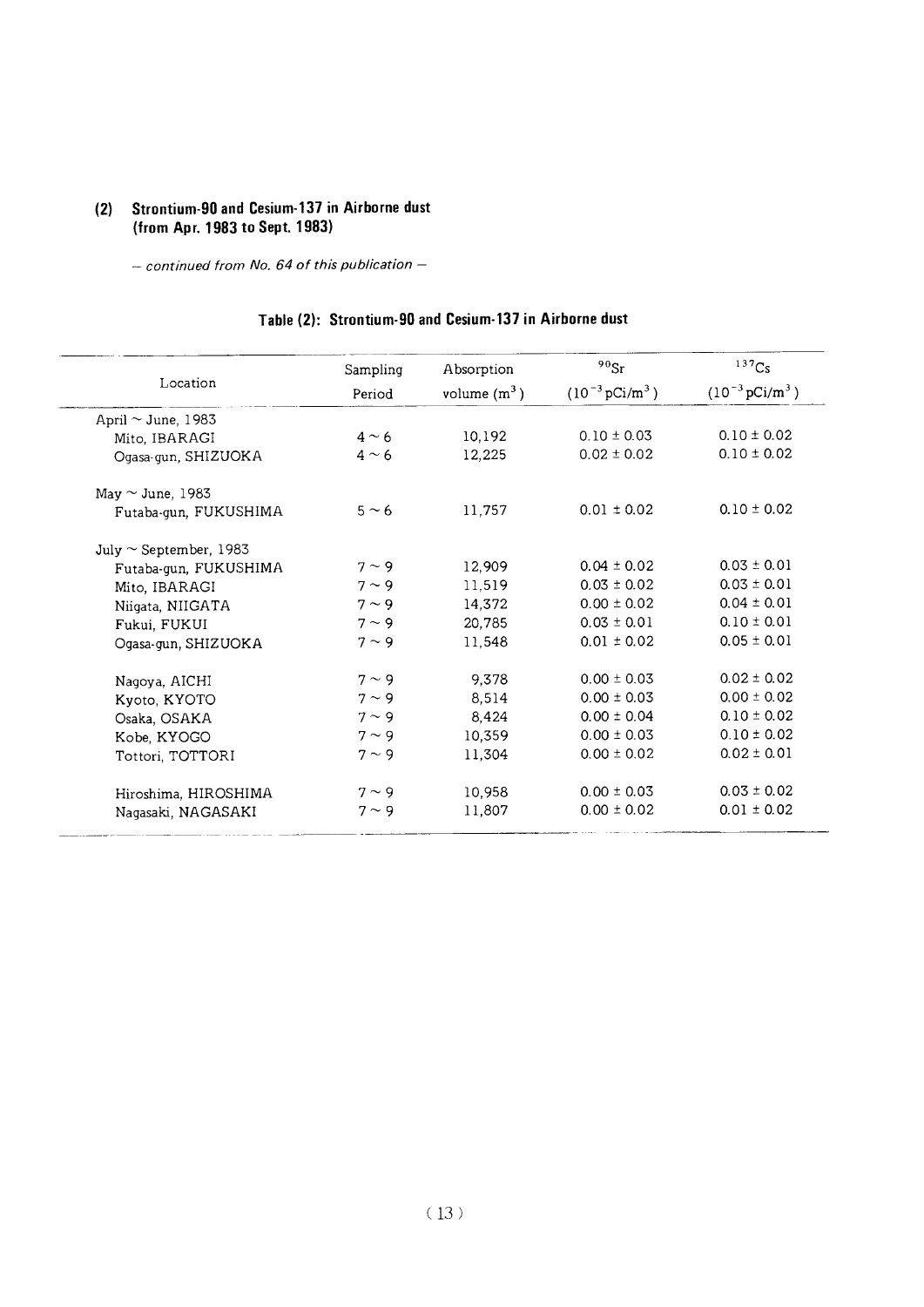## (2) Strontium-90 and Cesium-137 in Airborne dust (from Apr. 1983 to Sept. 1983)

*– continued from No. 64 of this publication –*

### Table (2): Strontium-90 and Cesium-137 in Airborne dust

| Location | Sampling Period | Absorption volume ($m^3$) | $^{90}Sr$ ($10^{-3}$ pCi/$m^3$) | $^{137}Cs$ ($10^{-3}$ pCi/$m^3$) |
|---|---|---|---|---|
| April ~ June, 1983 | | | | |
| Mito, IBARAGI | 4 ~ 6 | 10,192 | 0.10 ± 0.03 | 0.10 ± 0.02 |
| Ogasa-gun, SHIZUOKA | 4 ~ 6 | 12,225 | 0.02 ± 0.02 | 0.10 ± 0.02 |
| May ~ June, 1983 | | | | |
| Futaba-gun, FUKUSHIMA | 5 ~ 6 | 11,757 | 0.01 ± 0.02 | 0.10 ± 0.02 |
| July ~ September, 1983 | | | | |
| Futaba-gun, FUKUSHIMA | 7 ~ 9 | 12,909 | 0.04 ± 0.02 | 0.03 ± 0.01 |
| Mito, IBARAGI | 7 ~ 9 | 11,519 | 0.03 ± 0.02 | 0.03 ± 0.01 |
| Niigata, NIIGATA | 7 ~ 9 | 14,372 | 0.00 ± 0.02 | 0.04 ± 0.01 |
| Fukui, FUKUI | 7 ~ 9 | 20,785 | 0.03 ± 0.01 | 0.10 ± 0.01 |
| Ogasa-gun, SHIZUOKA | 7 ~ 9 | 11,548 | 0.01 ± 0.02 | 0.05 ± 0.01 |
| Nagoya, AICHI | 7 ~ 9 | 9,378 | 0.00 ± 0.03 | 0.02 ± 0.02 |
| Kyoto, KYOTO | 7 ~ 9 | 8,514 | 0.00 ± 0.03 | 0.00 ± 0.02 |
| Osaka, OSAKA | 7 ~ 9 | 8,424 | 0.00 ± 0.04 | 0.10 ± 0.02 |
| Kobe, KYOGO | 7 ~ 9 | 10,359 | 0.00 ± 0.03 | 0.10 ± 0.02 |
| Tottori, TOTTORI | 7 ~ 9 | 11,304 | 0.00 ± 0.02 | 0.02 ± 0.01 |
| Hiroshima, HIROSHIMA | 7 ~ 9 | 10,958 | 0.00 ± 0.03 | 0.03 ± 0.02 |
| Nagasaki, NAGASAKI | 7 ~ 9 | 11,807 | 0.00 ± 0.02 | 0.01 ± 0.02 |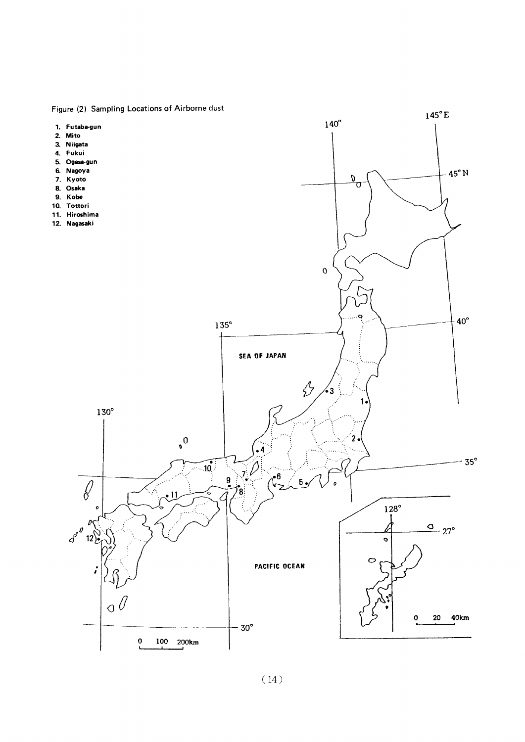Figure (2) Sampling Locations of Airborne dust

1. Futaba-gun
2. Mito
3. Niigata
4. Fukui
5. Ogasa-gun
6. Nagoya
7. Kyoto
8. Osaka
9. Kobe
10. Tottori
11. Hiroshima
12. Nagasaki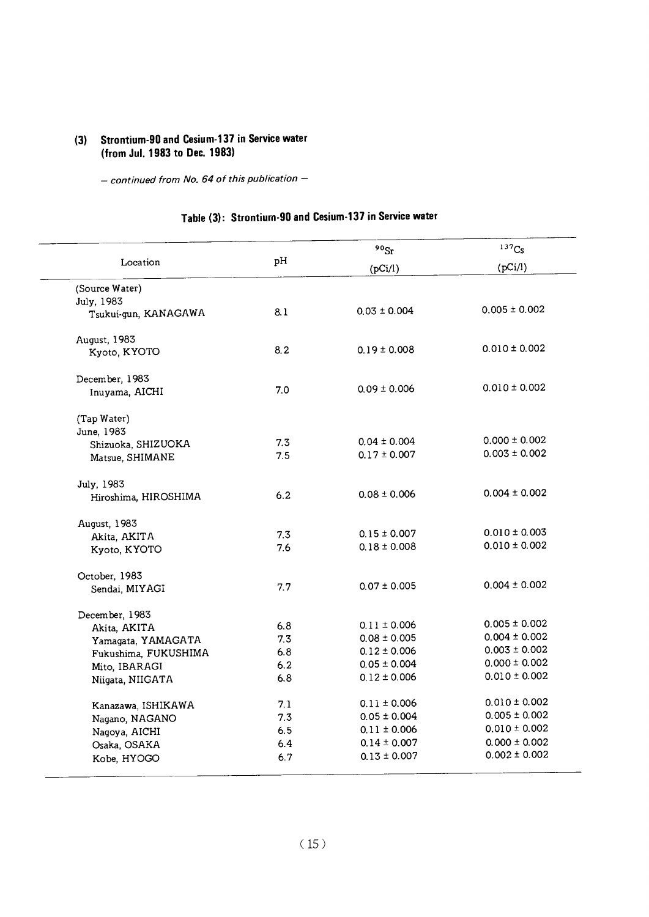### (3) Strontium-90 and Cesium-137 in Service water (from Jul. 1983 to Dec. 1983)

*– continued from No. 64 of this publication –*

#### Table (3): Strontium-90 and Cesium-137 in Service water

| Location | pH | $^{90}Sr$ (pCi/l) | $^{137}Cs$ (pCi/l) |
|---|---|---|---|
| (Source Water) | | | |
| July, 1983 | | | |
| Tsukui-gun, KANAGAWA | 8.1 | 0.03 ± 0.004 | 0.005 ± 0.002 |
| August, 1983 | | | |
| Kyoto, KYOTO | 8.2 | 0.19 ± 0.008 | 0.010 ± 0.002 |
| December, 1983 | | | |
| Inuyama, AICHI | 7.0 | 0.09 ± 0.006 | 0.010 ± 0.002 |
| (Tap Water) | | | |
| June, 1983 | | | |
| Shizuoka, SHIZUOKA | 7.3 | 0.04 ± 0.004 | 0.000 ± 0.002 |
| Matsue, SHIMANE | 7.5 | 0.17 ± 0.007 | 0.003 ± 0.002 |
| July, 1983 | | | |
| Hiroshima, HIROSHIMA | 6.2 | 0.08 ± 0.006 | 0.004 ± 0.002 |
| August, 1983 | | | |
| Akita, AKITA | 7.3 | 0.15 ± 0.007 | 0.010 ± 0.003 |
| Kyoto, KYOTO | 7.6 | 0.18 ± 0.008 | 0.010 ± 0.002 |
| October, 1983 | | | |
| Sendai, MIYAGI | 7.7 | 0.07 ± 0.005 | 0.004 ± 0.002 |
| December, 1983 | | | |
| Akita, AKITA | 6.8 | 0.11 ± 0.006 | 0.005 ± 0.002 |
| Yamagata, YAMAGATA | 7.3 | 0.08 ± 0.005 | 0.004 ± 0.002 |
| Fukushima, FUKUSHIMA | 6.8 | 0.12 ± 0.006 | 0.003 ± 0.002 |
| Mito, IBARAGI | 6.2 | 0.05 ± 0.004 | 0.000 ± 0.002 |
| Niigata, NIIGATA | 6.8 | 0.12 ± 0.006 | 0.010 ± 0.002 |
| Kanazawa, ISHIKAWA | 7.1 | 0.11 ± 0.006 | 0.010 ± 0.002 |
| Nagano, NAGANO | 7.3 | 0.05 ± 0.004 | 0.005 ± 0.002 |
| Nagoya, AICHI | 6.5 | 0.11 ± 0.006 | 0.010 ± 0.002 |
| Osaka, OSAKA | 6.4 | 0.14 ± 0.007 | 0.000 ± 0.002 |
| Kobe, HYOGO | 6.7 | 0.13 ± 0.007 | 0.002 ± 0.002 |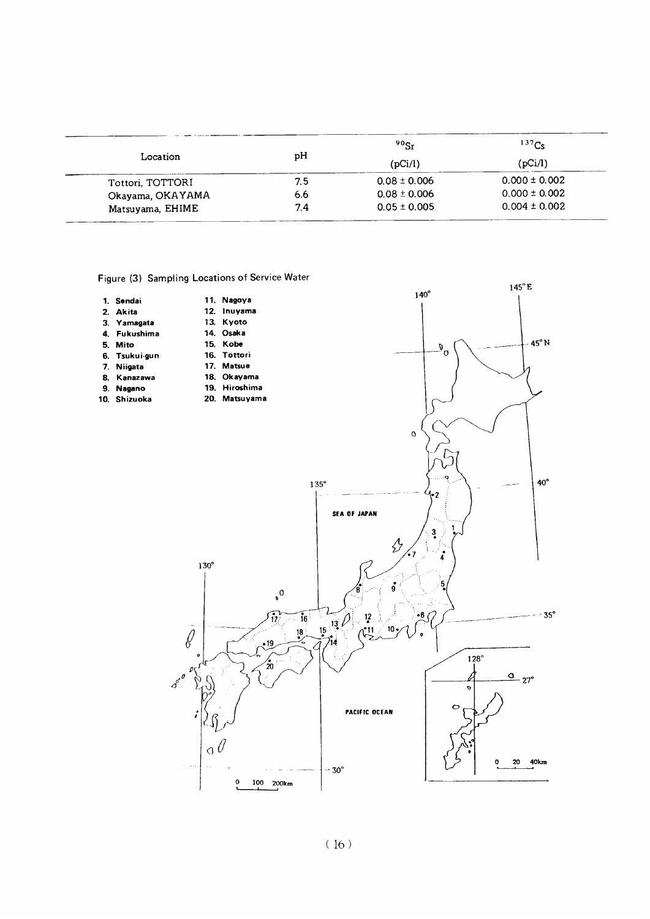| Location | pH | $^{90}Sr$ (pCi/l) | $^{137}Cs$ (pCi/l) |
|---|---|---|---|
| Tottori, TOTTORI | 7.5 | 0.08 ± 0.006 | 0.000 ± 0.002 |
| Okayama, OKAYAMA | 6.6 | 0.08 ± 0.006 | 0.000 ± 0.002 |
| Matsuyama, EHIME | 7.4 | 0.05 ± 0.005 | 0.004 ± 0.002 |

Figure (3) Sampling Locations of Service Water

1. Sendai
2. Akita
3. Yamagata
4. Fukushima
5. Mito
6. Tsukui-gun
7. Niigata
8. Kanazawa
9. Nagano
10. Shizuoka
11. Nagoya
12. Inuyama
13. Kyoto
14. Osaka
15. Kobe
16. Tottori
17. Matsue
18. Okayama
19. Hiroshima
20. Matsuyama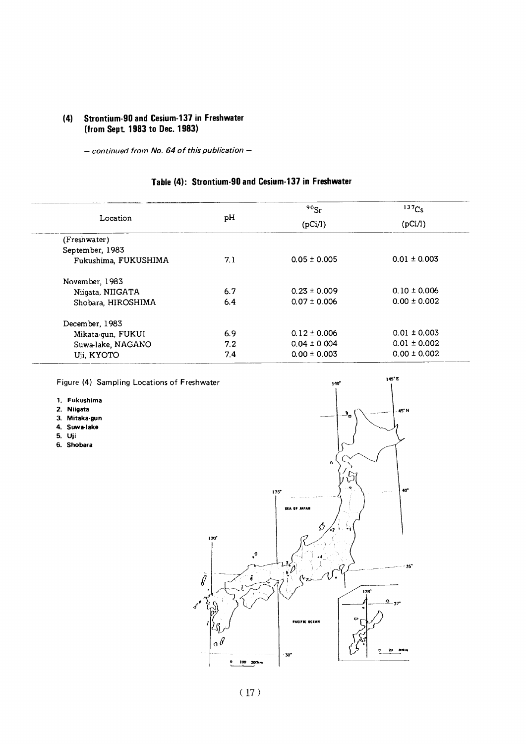## (4) Strontium-90 and Cesium-137 in Freshwater (from Sept. 1983 to Dec. 1983)

*– continued from No. 64 of this publication –*

### Table (4): Strontium-90 and Cesium-137 in Freshwater

| Location | pH | $^{90}Sr$ (pCi/l) | $^{137}Cs$ (pCi/l) |
|---|---|---|---|
| (Freshwater) | | | |
| September, 1983 | | | |
| Fukushima, FUKUSHIMA | 7.1 | 0.05 ± 0.005 | 0.01 ± 0.003 |
| November, 1983 | | | |
| Niigata, NIIGATA | 6.7 | 0.23 ± 0.009 | 0.10 ± 0.006 |
| Shobara, HIROSHIMA | 6.4 | 0.07 ± 0.006 | 0.00 ± 0.002 |
| December, 1983 | | | |
| Mikata-gun, FUKUI | 6.9 | 0.12 ± 0.006 | 0.01 ± 0.003 |
| Suwa-lake, NAGANO | 7.2 | 0.04 ± 0.004 | 0.01 ± 0.002 |
| Uji, KYOTO | 7.4 | 0.00 ± 0.003 | 0.00 ± 0.002 |

Figure (4) Sampling Locations of Freshwater

1. Fukushima
2. Niigata
3. Mitaka-gun
4. Suwa-lake
5. Uji
6. Shobara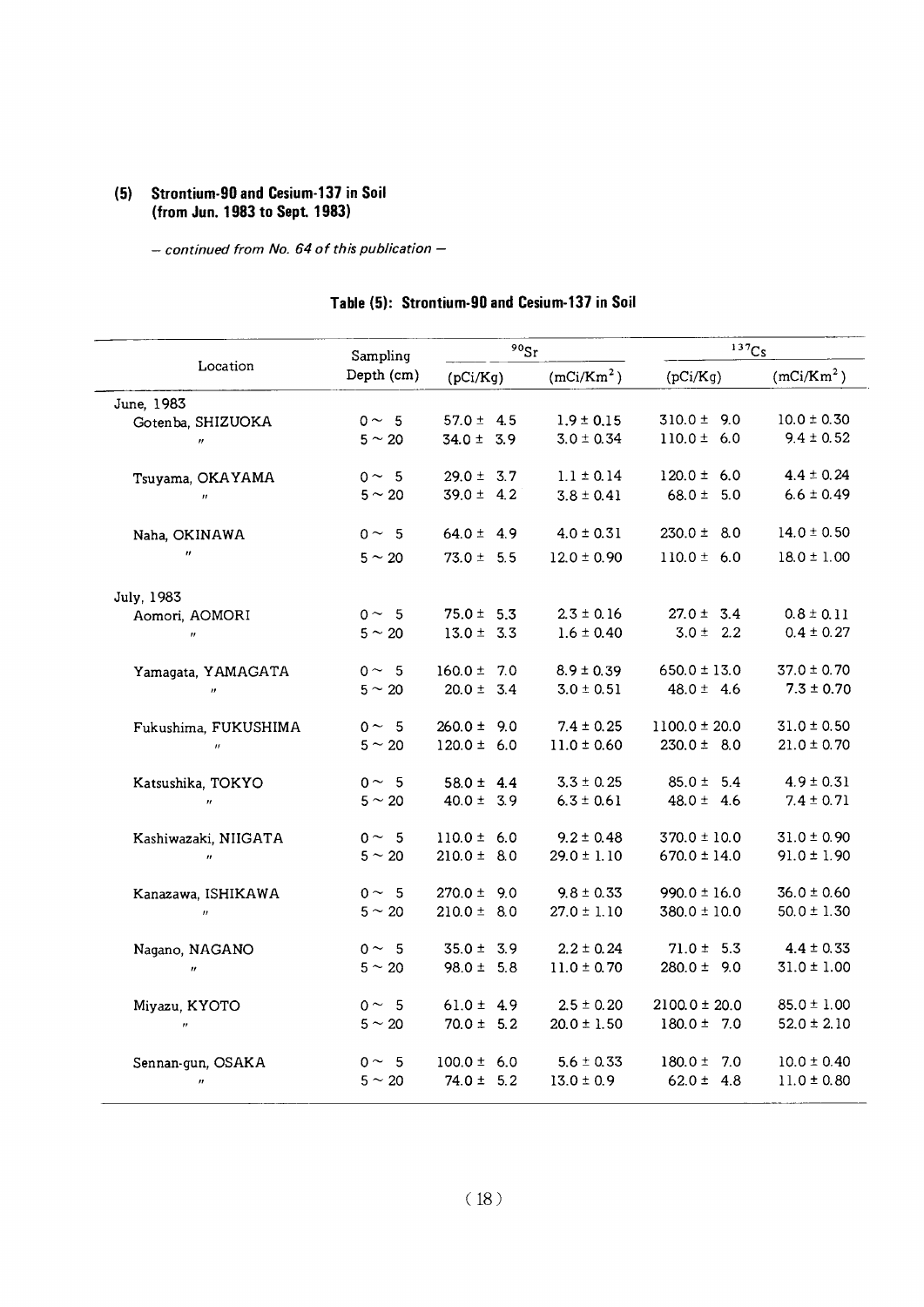### (5) Strontium-90 and Cesium-137 in Soil (from Jun. 1983 to Sept. 1983)

*– continued from No. 64 of this publication –*

#### Table (5): Strontium-90 and Cesium-137 in Soil

| Location | Sampling Depth (cm) | $^{90}Sr$ | | $^{137}Cs$ | |
|---|---|---|---|---|---|
| | | (pCi/Kg) | ($mCi/Km^2$) | (pCi/Kg) | ($mCi/Km^2$) |
| June, 1983 | | | | | |
| Gotenba, SHIZUOKA | 0 ~ 5 | 57.0 ± 4.5 | 1.9 ± 0.15 | 310.0 ± 9.0 | 10.0 ± 0.30 |
| 〃 | 5 ~ 20 | 34.0 ± 3.9 | 3.0 ± 0.34 | 110.0 ± 6.0 | 9.4 ± 0.52 |
| Tsuyama, OKAYAMA | 0 ~ 5 | 29.0 ± 3.7 | 1.1 ± 0.14 | 120.0 ± 6.0 | 4.4 ± 0.24 |
| 〃 | 5 ~ 20 | 39.0 ± 4.2 | 3.8 ± 0.41 | 68.0 ± 5.0 | 6.6 ± 0.49 |
| Naha, OKINAWA | 0 ~ 5 | 64.0 ± 4.9 | 4.0 ± 0.31 | 230.0 ± 8.0 | 14.0 ± 0.50 |
| 〃 | 5 ~ 20 | 73.0 ± 5.5 | 12.0 ± 0.90 | 110.0 ± 6.0 | 18.0 ± 1.00 |
| July, 1983 | | | | | |
| Aomori, AOMORI | 0 ~ 5 | 75.0 ± 5.3 | 2.3 ± 0.16 | 27.0 ± 3.4 | 0.8 ± 0.11 |
| 〃 | 5 ~ 20 | 13.0 ± 3.3 | 1.6 ± 0.40 | 3.0 ± 2.2 | 0.4 ± 0.27 |
| Yamagata, YAMAGATA | 0 ~ 5 | 160.0 ± 7.0 | 8.9 ± 0.39 | 650.0 ± 13.0 | 37.0 ± 0.70 |
| 〃 | 5 ~ 20 | 20.0 ± 3.4 | 3.0 ± 0.51 | 48.0 ± 4.6 | 7.3 ± 0.70 |
| Fukushima, FUKUSHIMA | 0 ~ 5 | 260.0 ± 9.0 | 7.4 ± 0.25 | 1100.0 ± 20.0 | 31.0 ± 0.50 |
| 〃 | 5 ~ 20 | 120.0 ± 6.0 | 11.0 ± 0.60 | 230.0 ± 8.0 | 21.0 ± 0.70 |
| Katsushika, TOKYO | 0 ~ 5 | 58.0 ± 4.4 | 3.3 ± 0.25 | 85.0 ± 5.4 | 4.9 ± 0.31 |
| 〃 | 5 ~ 20 | 40.0 ± 3.9 | 6.3 ± 0.61 | 48.0 ± 4.6 | 7.4 ± 0.71 |
| Kashiwazaki, NIIGATA | 0 ~ 5 | 110.0 ± 6.0 | 9.2 ± 0.48 | 370.0 ± 10.0 | 31.0 ± 0.90 |
| 〃 | 5 ~ 20 | 210.0 ± 8.0 | 29.0 ± 1.10 | 670.0 ± 14.0 | 91.0 ± 1.90 |
| Kanazawa, ISHIKAWA | 0 ~ 5 | 270.0 ± 9.0 | 9.8 ± 0.33 | 990.0 ± 16.0 | 36.0 ± 0.60 |
| 〃 | 5 ~ 20 | 210.0 ± 8.0 | 27.0 ± 1.10 | 380.0 ± 10.0 | 50.0 ± 1.30 |
| Nagano, NAGANO | 0 ~ 5 | 35.0 ± 3.9 | 2.2 ± 0.24 | 71.0 ± 5.3 | 4.4 ± 0.33 |
| 〃 | 5 ~ 20 | 98.0 ± 5.8 | 11.0 ± 0.70 | 280.0 ± 9.0 | 31.0 ± 1.00 |
| Miyazu, KYOTO | 0 ~ 5 | 61.0 ± 4.9 | 2.5 ± 0.20 | 2100.0 ± 20.0 | 85.0 ± 1.00 |
| 〃 | 5 ~ 20 | 70.0 ± 5.2 | 20.0 ± 1.50 | 180.0 ± 7.0 | 52.0 ± 2.10 |
| Sennan-gun, OSAKA | 0 ~ 5 | 100.0 ± 6.0 | 5.6 ± 0.33 | 180.0 ± 7.0 | 10.0 ± 0.40 |
| 〃 | 5 ~ 20 | 74.0 ± 5.2 | 13.0 ± 0.9 | 62.0 ± 4.8 | 11.0 ± 0.80 |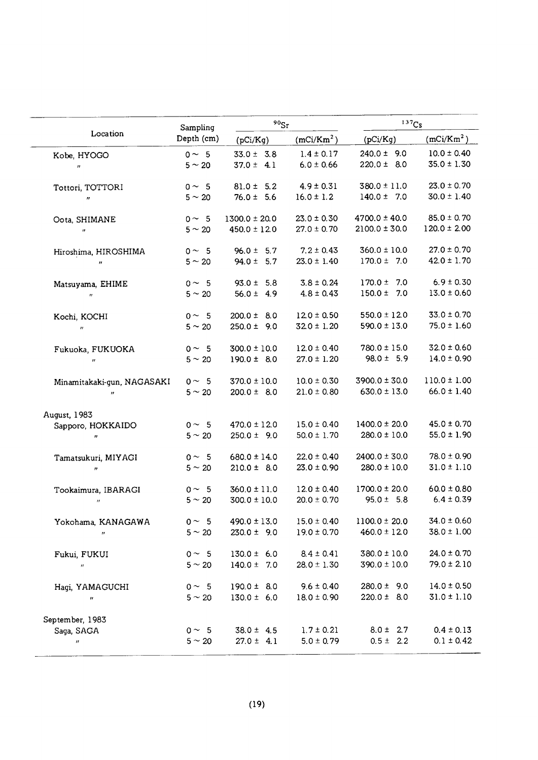| Location | Sampling Depth (cm) | $^{90}Sr$ | | $^{137}Cs$ | |
|---|---|---|---|---|---|
| | | (pCi/Kg) | ($mCi/Km^2$) | (pCi/Kg) | ($mCi/Km^2$) |
| Kobe, HYOGO | 0 ~ 5 | 33.0 ± 3.8 | 1.4 ± 0.17 | 240.0 ± 9.0 | 10.0 ± 0.40 |
| 〃 | 5 ~ 20 | 37.0 ± 4.1 | 6.0 ± 0.66 | 220.0 ± 8.0 | 35.0 ± 1.30 |
| Tottori, TOTTORI | 0 ~ 5 | 81.0 ± 5.2 | 4.9 ± 0.31 | 380.0 ± 11.0 | 23.0 ± 0.70 |
| 〃 | 5 ~ 20 | 76.0 ± 5.6 | 16.0 ± 1.2 | 140.0 ± 7.0 | 30.0 ± 1.40 |
| Oota, SHIMANE | 0 ~ 5 | 1300.0 ± 20.0 | 23.0 ± 0.30 | 4700.0 ± 40.0 | 85.0 ± 0.70 |
| 〃 | 5 ~ 20 | 450.0 ± 12.0 | 27.0 ± 0.70 | 2100.0 ± 30.0 | 120.0 ± 2.00 |
| Hiroshima, HIROSHIMA | 0 ~ 5 | 96.0 ± 5.7 | 7.2 ± 0.43 | 360.0 ± 10.0 | 27.0 ± 0.70 |
| 〃 | 5 ~ 20 | 94.0 ± 5.7 | 23.0 ± 1.40 | 170.0 ± 7.0 | 42.0 ± 1.70 |
| Matsuyama, EHIME | 0 ~ 5 | 93.0 ± 5.8 | 3.8 ± 0.24 | 170.0 ± 7.0 | 6.9 ± 0.30 |
| 〃 | 5 ~ 20 | 56.0 ± 4.9 | 4.8 ± 0.43 | 150.0 ± 7.0 | 13.0 ± 0.60 |
| Kochi, KOCHI | 0 ~ 5 | 200.0 ± 8.0 | 12.0 ± 0.50 | 550.0 ± 12.0 | 33.0 ± 0.70 |
| 〃 | 5 ~ 20 | 250.0 ± 9.0 | 32.0 ± 1.20 | 590.0 ± 13.0 | 75.0 ± 1.60 |
| Fukuoka, FUKUOKA | 0 ~ 5 | 300.0 ± 10.0 | 12.0 ± 0.40 | 780.0 ± 15.0 | 32.0 ± 0.60 |
| 〃 | 5 ~ 20 | 190.0 ± 8.0 | 27.0 ± 1.20 | 98.0 ± 5.9 | 14.0 ± 0.90 |
| Minamitakaki-gun, NAGASAKI | 0 ~ 5 | 370.0 ± 10.0 | 10.0 ± 0.30 | 3900.0 ± 30.0 | 110.0 ± 1.00 |
| 〃 | 5 ~ 20 | 200.0 ± 8.0 | 21.0 ± 0.80 | 630.0 ± 13.0 | 66.0 ± 1.40 |
| August, 1983 | | | | | |
| Sapporo, HOKKAIDO | 0 ~ 5 | 470.0 ± 12.0 | 15.0 ± 0.40 | 1400.0 ± 20.0 | 45.0 ± 0.70 |
| 〃 | 5 ~ 20 | 250.0 ± 9.0 | 50.0 ± 1.70 | 280.0 ± 10.0 | 55.0 ± 1.90 |
| Tamatsukuri, MIYAGI | 0 ~ 5 | 680.0 ± 14.0 | 22.0 ± 0.40 | 2400.0 ± 30.0 | 78.0 ± 0.90 |
| 〃 | 5 ~ 20 | 210.0 ± 8.0 | 23.0 ± 0.90 | 280.0 ± 10.0 | 31.0 ± 1.10 |
| Tookaimura, IBARAGI | 0 ~ 5 | 360.0 ± 11.0 | 12.0 ± 0.40 | 1700.0 ± 20.0 | 60.0 ± 0.80 |
| 〃 | 5 ~ 20 | 300.0 ± 10.0 | 20.0 ± 0.70 | 95.0 ± 5.8 | 6.4 ± 0.39 |
| Yokohama, KANAGAWA | 0 ~ 5 | 490.0 ± 13.0 | 15.0 ± 0.40 | 1100.0 ± 20.0 | 34.0 ± 0.60 |
| 〃 | 5 ~ 20 | 230.0 ± 9.0 | 19.0 ± 0.70 | 460.0 ± 12.0 | 38.0 ± 1.00 |
| Fukui, FUKUI | 0 ~ 5 | 130.0 ± 6.0 | 8.4 ± 0.41 | 380.0 ± 10.0 | 24.0 ± 0.70 |
| 〃 | 5 ~ 20 | 140.0 ± 7.0 | 28.0 ± 1.30 | 390.0 ± 10.0 | 79.0 ± 2.10 |
| Hagi, YAMAGUCHI | 0 ~ 5 | 190.0 ± 8.0 | 9.6 ± 0.40 | 280.0 ± 9.0 | 14.0 ± 0.50 |
| 〃 | 5 ~ 20 | 130.0 ± 6.0 | 18.0 ± 0.90 | 220.0 ± 8.0 | 31.0 ± 1.10 |
| September, 1983 | | | | | |
| Saga, SAGA | 0 ~ 5 | 38.0 ± 4.5 | 1.7 ± 0.21 | 8.0 ± 2.7 | 0.4 ± 0.13 |
| 〃 | 5 ~ 20 | 27.0 ± 4.1 | 5.0 ± 0.79 | 0.5 ± 2.2 | 0.1 ± 0.42 |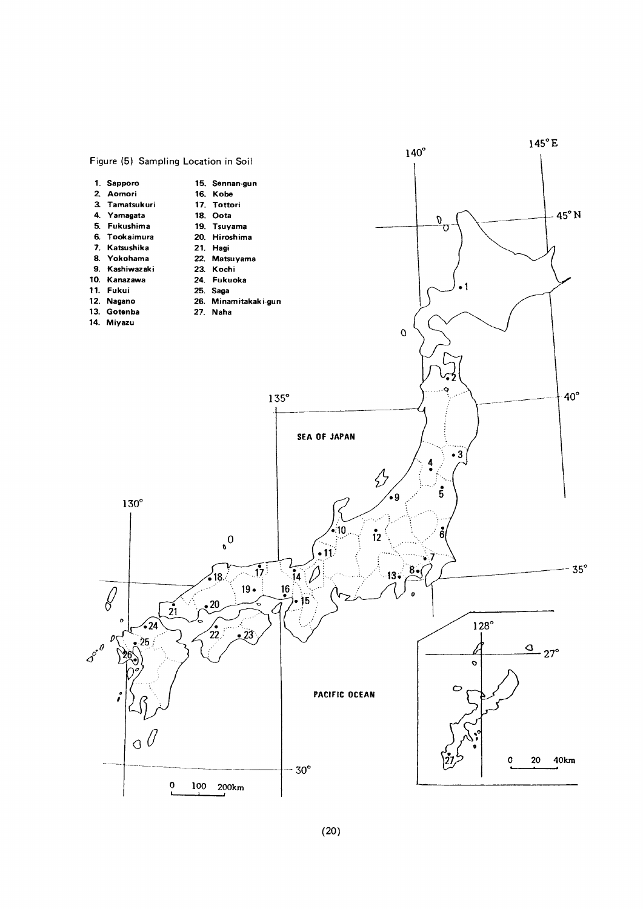Figure (5) Sampling Location in Soil

1. Sapporo
2. Aomori
3. Tamatsukuri
4. Yamagata
5. Fukushima
6. Tookaimura
7. Katsushika
8. Yokohama
9. Kashiwazaki
10. Kanazawa
11. Fukui
12. Nagano
13. Gotenba
14. Miyazu
15. Sennan-gun
16. Kobe
17. Tottori
18. Oota
19. Tsuyama
20. Hiroshima
21. Hagi
22. Matsuyama
23. Kochi
24. Fukuoka
25. Saga
26. Minamitakaki-gun
27. Naha

SEA OF JAPAN

PACIFIC OCEAN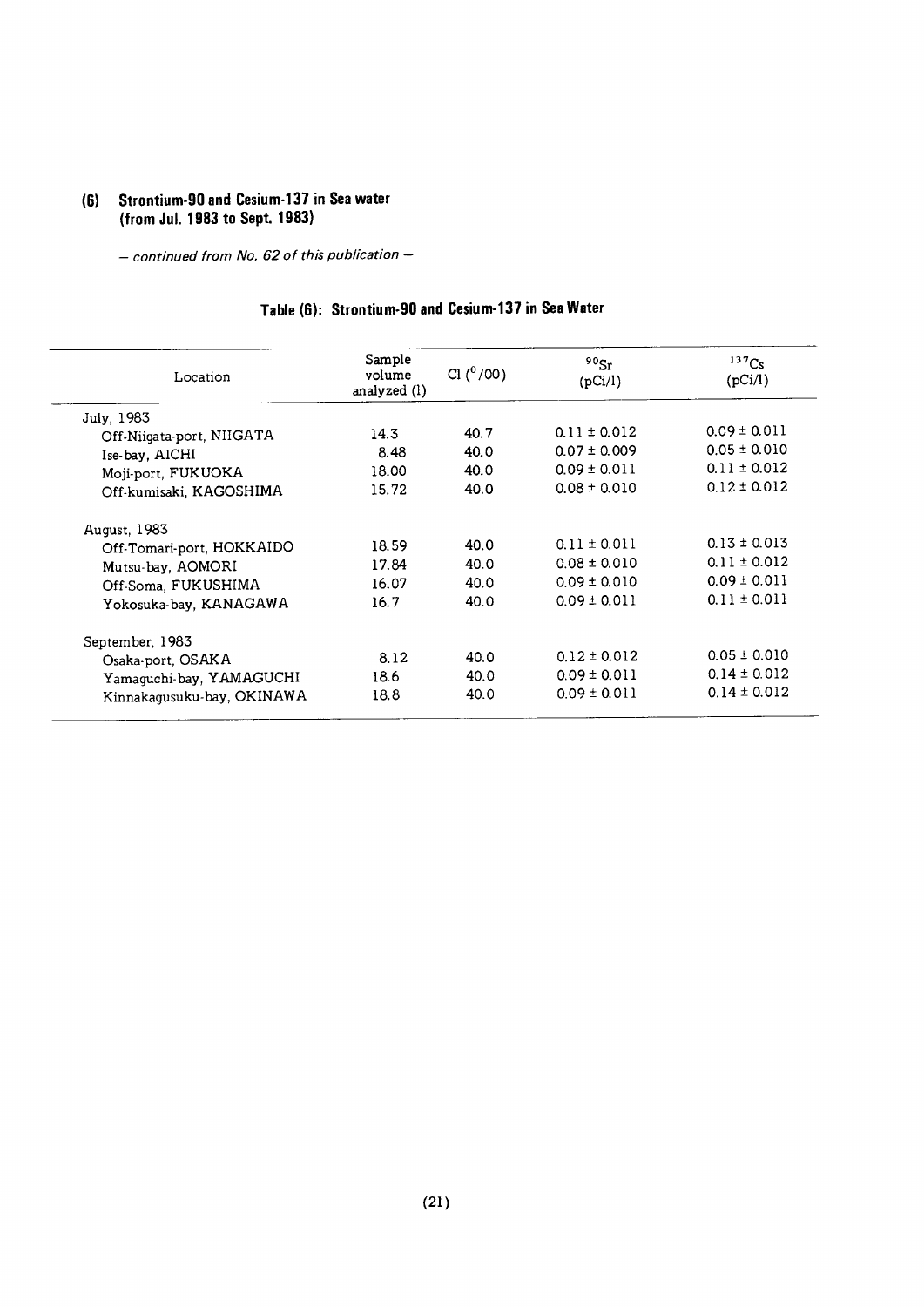## (6) Strontium-90 and Cesium-137 in Sea water (from Jul. 1983 to Sept. 1983)

*– continued from No. 62 of this publication –*

### Table (6): Strontium-90 and Cesium-137 in Sea Water

| Location | Sample volume analyzed (l) | Cl (‰) | $^{90}Sr$ (pCi/l) | $^{137}Cs$ (pCi/l) |
|---|---|---|---|---|
| July, 1983 | | | | |
| Off-Niigata-port, NIIGATA | 14.3 | 40.7 | 0.11 ± 0.012 | 0.09 ± 0.011 |
| Ise-bay, AICHI | 8.48 | 40.0 | 0.07 ± 0.009 | 0.05 ± 0.010 |
| Moji-port, FUKUOKA | 18.00 | 40.0 | 0.09 ± 0.011 | 0.11 ± 0.012 |
| Off-kumisaki, KAGOSHIMA | 15.72 | 40.0 | 0.08 ± 0.010 | 0.12 ± 0.012 |
| August, 1983 | | | | |
| Off-Tomari-port, HOKKAIDO | 18.59 | 40.0 | 0.11 ± 0.011 | 0.13 ± 0.013 |
| Mutsu-bay, AOMORI | 17.84 | 40.0 | 0.08 ± 0.010 | 0.11 ± 0.012 |
| Off-Soma, FUKUSHIMA | 16.07 | 40.0 | 0.09 ± 0.010 | 0.09 ± 0.011 |
| Yokosuka-bay, KANAGAWA | 16.7 | 40.0 | 0.09 ± 0.011 | 0.11 ± 0.011 |
| September, 1983 | | | | |
| Osaka-port, OSAKA | 8.12 | 40.0 | 0.12 ± 0.012 | 0.05 ± 0.010 |
| Yamaguchi-bay, YAMAGUCHI | 18.6 | 40.0 | 0.09 ± 0.011 | 0.14 ± 0.012 |
| Kinnakagusuku-bay, OKINAWA | 18.8 | 40.0 | 0.09 ± 0.011 | 0.14 ± 0.012 |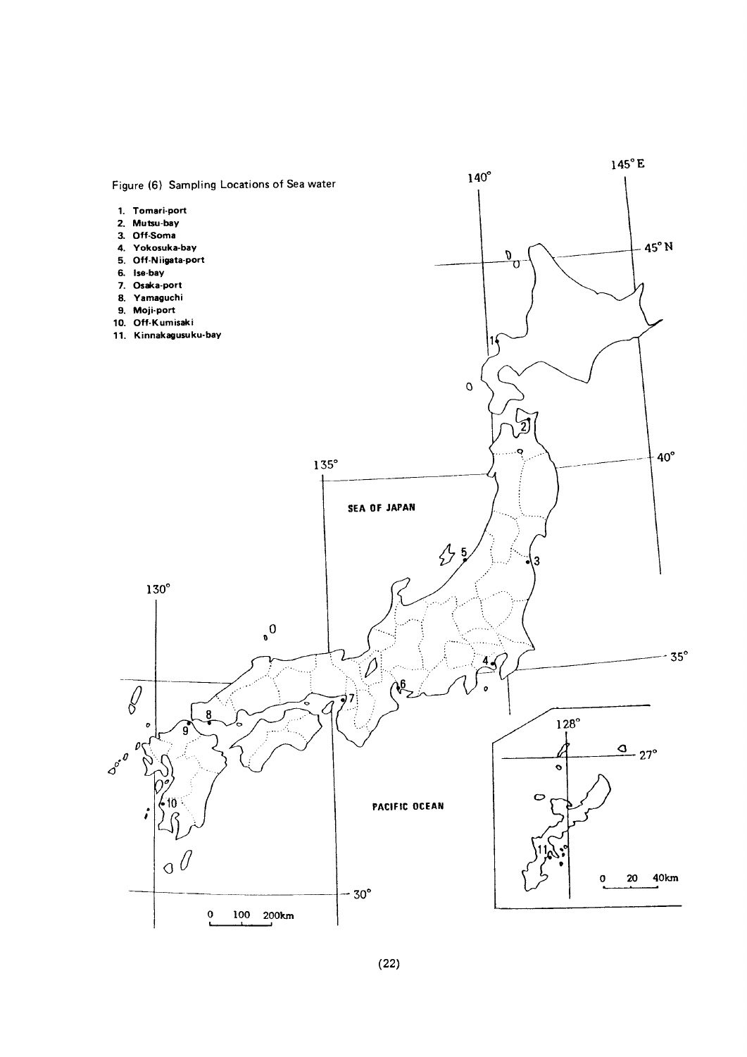Figure (6) Sampling Locations of Sea water

1. Tomari-port
2. Mutsu-bay
3. Off-Soma
4. Yokosuka-bay
5. Off-Niigata-port
6. Ise-bay
7. Osaka-port
8. Yamaguchi
9. Moji-port
10. Off-Kumisaki
11. Kinnakagusuku-bay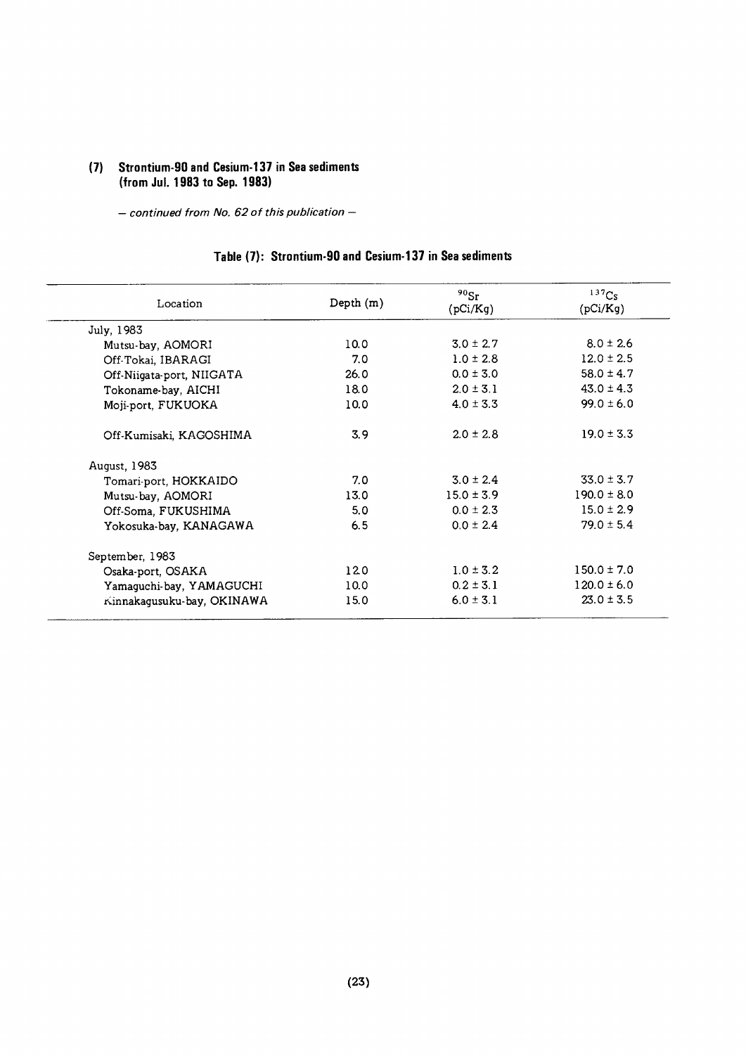### (7) Strontium-90 and Cesium-137 in Sea sediments (from Jul. 1983 to Sep. 1983)

*— continued from No. 62 of this publication —*

**Table (7): Strontium-90 and Cesium-137 in Sea sediments**

| Location | Depth (m) | $^{90}Sr$ (pCi/Kg) | $^{137}Cs$ (pCi/Kg) |
|---|---|---|---|
| July, 1983 | | | |
| Mutsu-bay, AOMORI | 10.0 | 3.0 ± 2.7 | 8.0 ± 2.6 |
| Off-Tokai, IBARAGI | 7.0 | 1.0 ± 2.8 | 12.0 ± 2.5 |
| Off-Niigata-port, NIIGATA | 26.0 | 0.0 ± 3.0 | 58.0 ± 4.7 |
| Tokoname-bay, AICHI | 18.0 | 2.0 ± 3.1 | 43.0 ± 4.3 |
| Moji-port, FUKUOKA | 10.0 | 4.0 ± 3.3 | 99.0 ± 6.0 |
| Off-Kumisaki, KAGOSHIMA | 3.9 | 2.0 ± 2.8 | 19.0 ± 3.3 |
| August, 1983 | | | |
| Tomari-port, HOKKAIDO | 7.0 | 3.0 ± 2.4 | 33.0 ± 3.7 |
| Mutsu-bay, AOMORI | 13.0 | 15.0 ± 3.9 | 190.0 ± 8.0 |
| Off-Soma, FUKUSHIMA | 5.0 | 0.0 ± 2.3 | 15.0 ± 2.9 |
| Yokosuka-bay, KANAGAWA | 6.5 | 0.0 ± 2.4 | 79.0 ± 5.4 |
| September, 1983 | | | |
| Osaka-port, OSAKA | 12.0 | 1.0 ± 3.2 | 150.0 ± 7.0 |
| Yamaguchi-bay, YAMAGUCHI | 10.0 | 0.2 ± 3.1 | 120.0 ± 6.0 |
| Kinnakagusuku-bay, OKINAWA | 15.0 | 6.0 ± 3.1 | 23.0 ± 3.5 |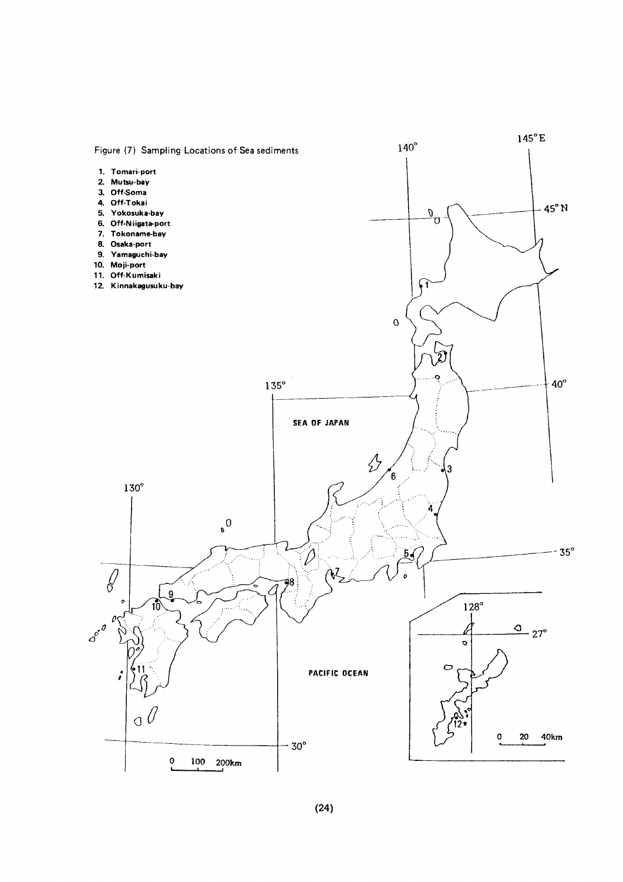Figure (7) Sampling Locations of Sea sediments

1. Tomari-port
2. Mutsu-bay
3. Off-Soma
4. Off-Tokai
5. Yokosuka-bay
6. Off-Niigata-port
7. Tokoname-bay
8. Osaka-port
9. Yamaguchi-bay
10. Moji-port
11. Off-Kumisaki
12. Kinnakagusuku-bay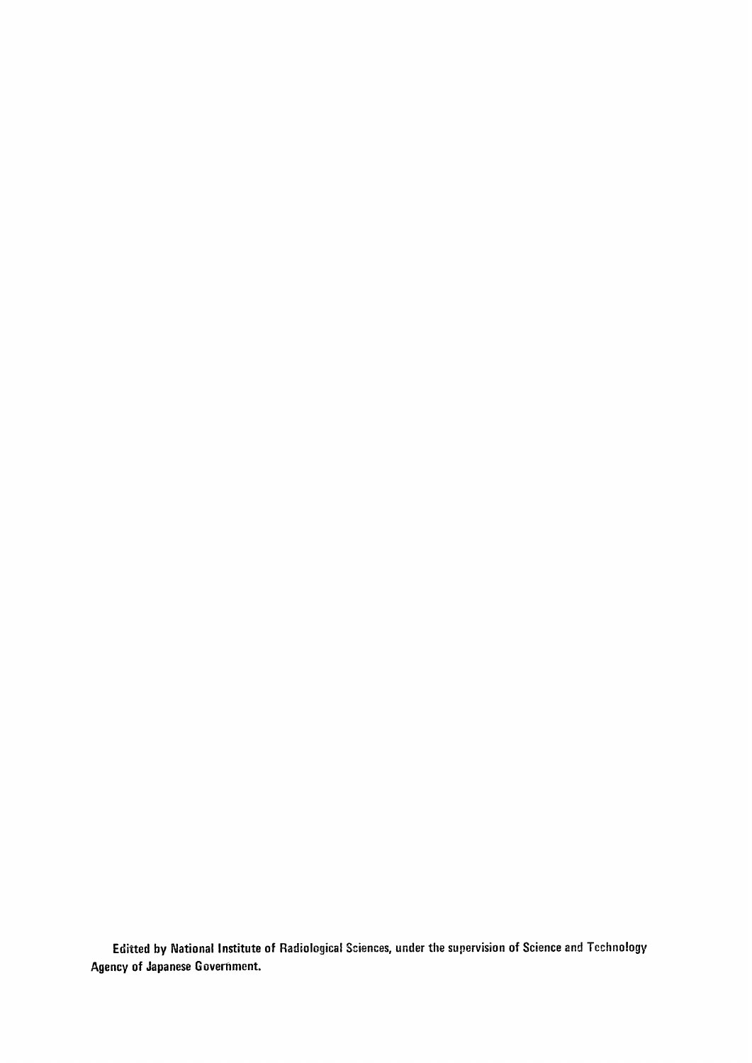**Editted by National Institute of Radiological Sciences, under the supervision of Science and Technology Agency of Japanese Government.**